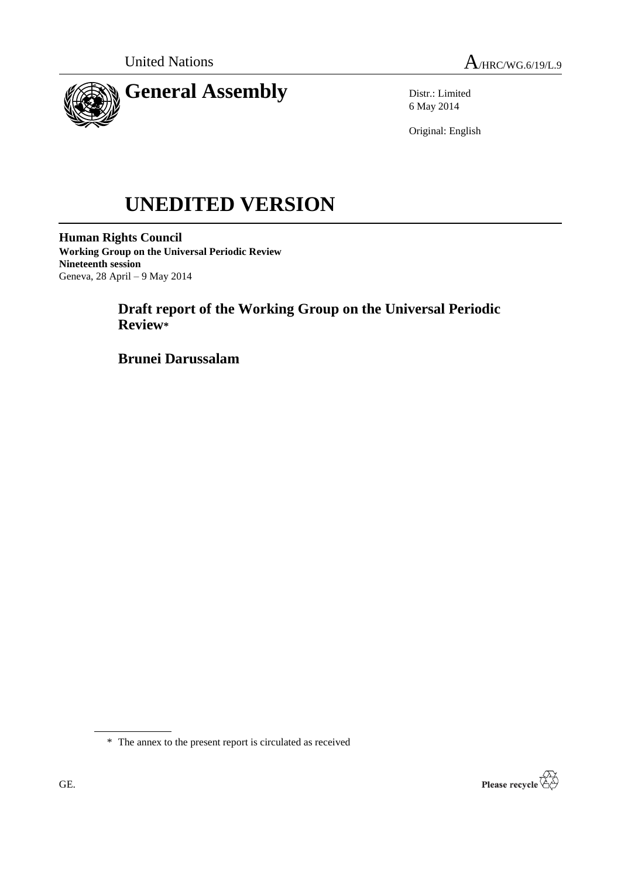United Nations

A/HRC/WG.6/19/L.9

# General Assembly

Distr.: Limited
6 May 2014

Original: English

# UNEDITED VERSION

**Human Rights Council**
**Working Group on the Universal Periodic Review**
**Nineteenth session**
Geneva, 28 April – 9 May 2014

## Draft report of the Working Group on the Universal Periodic Review*

## Brunei Darussalam

\* The annex to the present report is circulated as received

GE.

Please recycle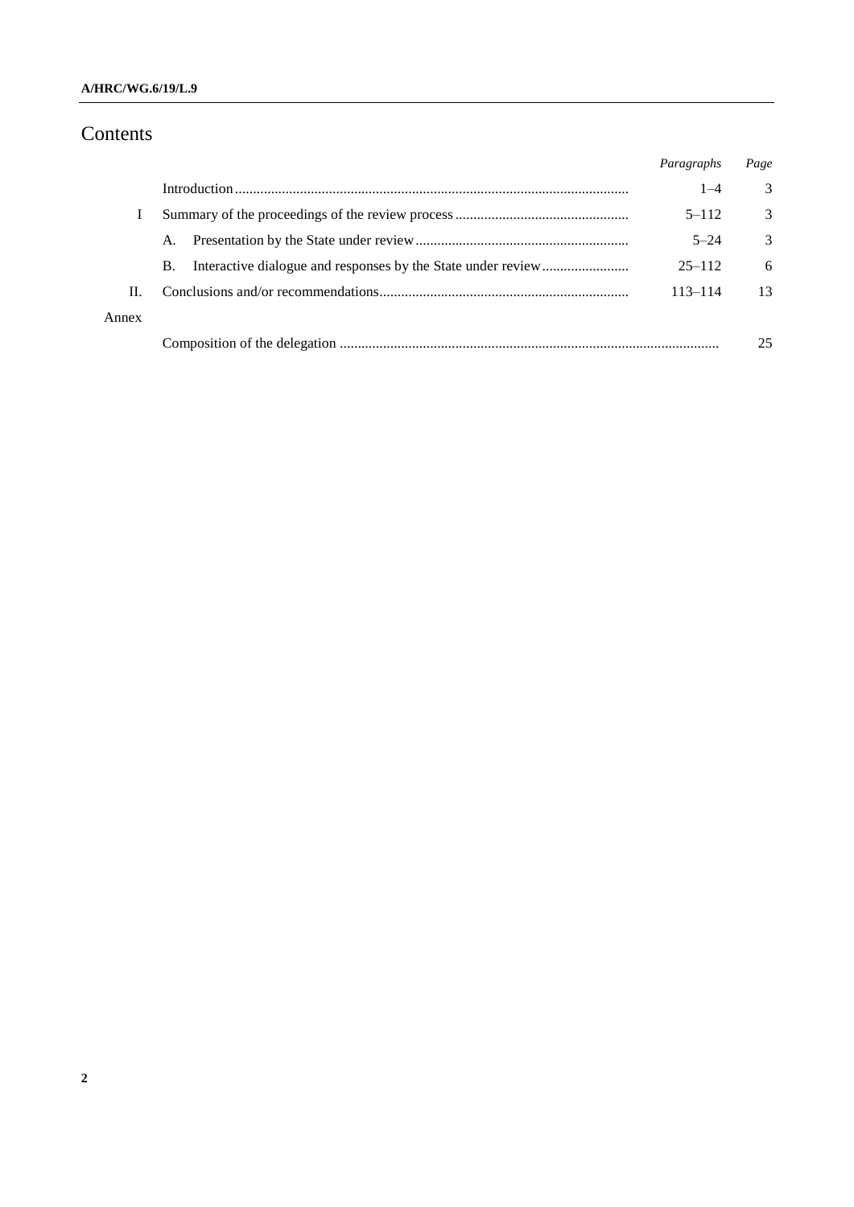# Contents

| | | *Paragraphs* | *Page* |
|---|---|---|---|
| | Introduction | 1–4 | 3 |
| I | Summary of the proceedings of the review process | 5–112 | 3 |
| | A. Presentation by the State under review | 5–24 | 3 |
| | B. Interactive dialogue and responses by the State under review | 25–112 | 6 |
| II. | Conclusions and/or recommendations | 113–114 | 13 |
| Annex | | | |
| | Composition of the delegation | | 25 |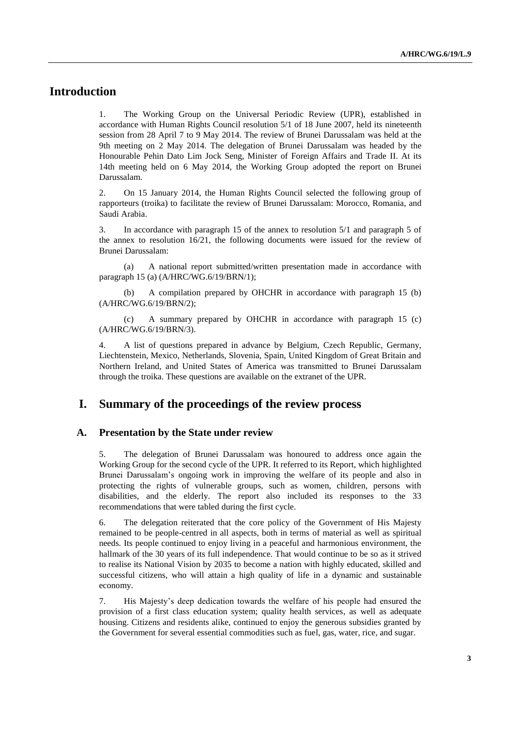# Introduction

1. The Working Group on the Universal Periodic Review (UPR), established in accordance with Human Rights Council resolution 5/1 of 18 June 2007, held its nineteenth session from 28 April 7 to 9 May 2014. The review of Brunei Darussalam was held at the 9th meeting on 2 May 2014. The delegation of Brunei Darussalam was headed by the Honourable Pehin Dato Lim Jock Seng, Minister of Foreign Affairs and Trade II. At its 14th meeting held on 6 May 2014, the Working Group adopted the report on Brunei Darussalam.

2. On 15 January 2014, the Human Rights Council selected the following group of rapporteurs (troika) to facilitate the review of Brunei Darussalam: Morocco, Romania, and Saudi Arabia.

3. In accordance with paragraph 15 of the annex to resolution 5/1 and paragraph 5 of the annex to resolution 16/21, the following documents were issued for the review of Brunei Darussalam:

(a) A national report submitted/written presentation made in accordance with paragraph 15 (a) (A/HRC/WG.6/19/BRN/1);

(b) A compilation prepared by OHCHR in accordance with paragraph 15 (b) (A/HRC/WG.6/19/BRN/2);

(c) A summary prepared by OHCHR in accordance with paragraph 15 (c) (A/HRC/WG.6/19/BRN/3).

4. A list of questions prepared in advance by Belgium, Czech Republic, Germany, Liechtenstein, Mexico, Netherlands, Slovenia, Spain, United Kingdom of Great Britain and Northern Ireland, and United States of America was transmitted to Brunei Darussalam through the troika. These questions are available on the extranet of the UPR.

# I. Summary of the proceedings of the review process

## A. Presentation by the State under review

5. The delegation of Brunei Darussalam was honoured to address once again the Working Group for the second cycle of the UPR. It referred to its Report, which highlighted Brunei Darussalam's ongoing work in improving the welfare of its people and also in protecting the rights of vulnerable groups, such as women, children, persons with disabilities, and the elderly. The report also included its responses to the 33 recommendations that were tabled during the first cycle.

6. The delegation reiterated that the core policy of the Government of His Majesty remained to be people-centred in all aspects, both in terms of material as well as spiritual needs. Its people continued to enjoy living in a peaceful and harmonious environment, the hallmark of the 30 years of its full independence. That would continue to be so as it strived to realise its National Vision by 2035 to become a nation with highly educated, skilled and successful citizens, who will attain a high quality of life in a dynamic and sustainable economy.

7. His Majesty's deep dedication towards the welfare of his people had ensured the provision of a first class education system; quality health services, as well as adequate housing. Citizens and residents alike, continued to enjoy the generous subsidies granted by the Government for several essential commodities such as fuel, gas, water, rice, and sugar.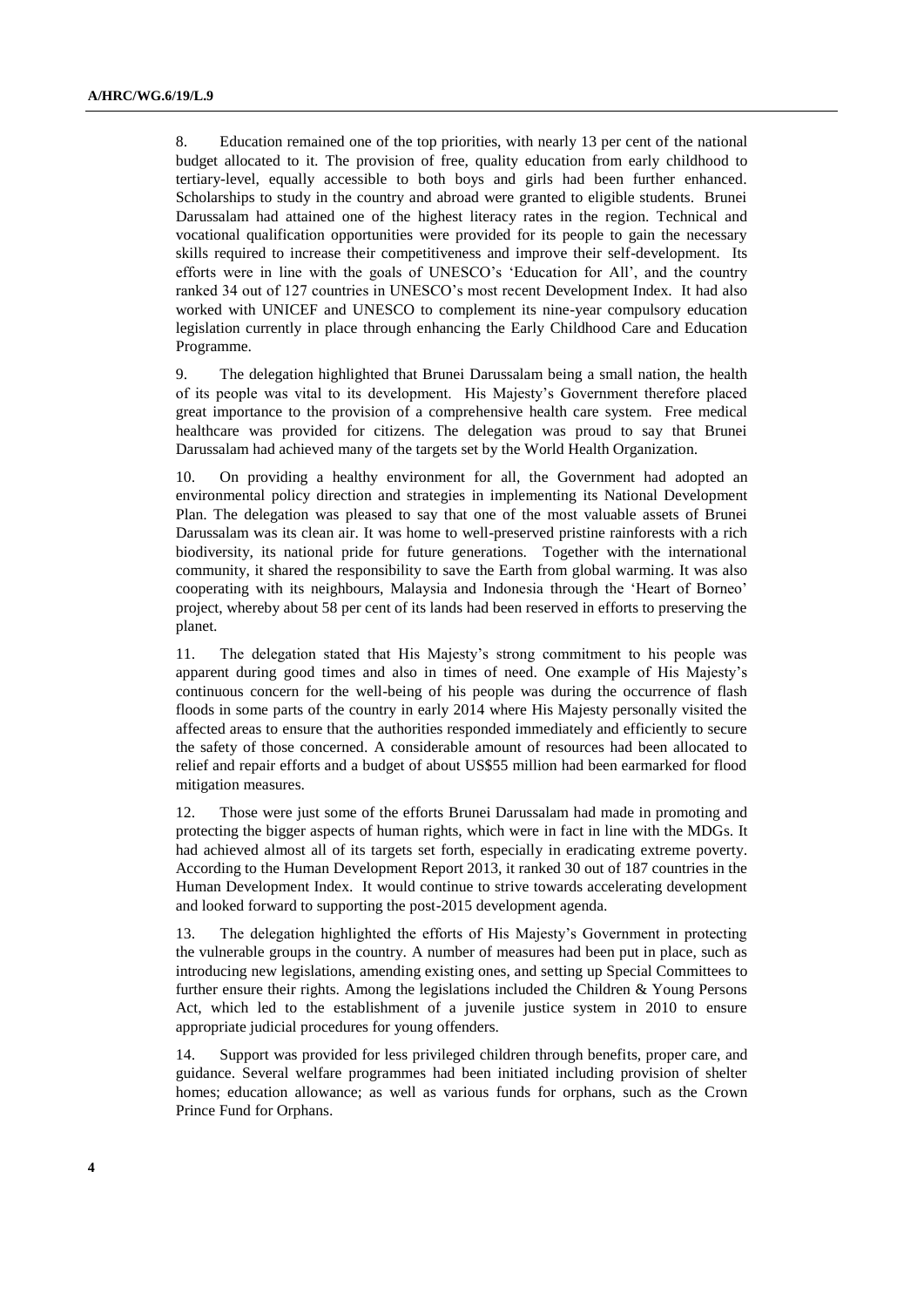8. Education remained one of the top priorities, with nearly 13 per cent of the national budget allocated to it. The provision of free, quality education from early childhood to tertiary-level, equally accessible to both boys and girls had been further enhanced. Scholarships to study in the country and abroad were granted to eligible students. Brunei Darussalam had attained one of the highest literacy rates in the region. Technical and vocational qualification opportunities were provided for its people to gain the necessary skills required to increase their competitiveness and improve their self-development. Its efforts were in line with the goals of UNESCO's 'Education for All', and the country ranked 34 out of 127 countries in UNESCO's most recent Development Index. It had also worked with UNICEF and UNESCO to complement its nine-year compulsory education legislation currently in place through enhancing the Early Childhood Care and Education Programme.

9. The delegation highlighted that Brunei Darussalam being a small nation, the health of its people was vital to its development. His Majesty's Government therefore placed great importance to the provision of a comprehensive health care system. Free medical healthcare was provided for citizens. The delegation was proud to say that Brunei Darussalam had achieved many of the targets set by the World Health Organization.

10. On providing a healthy environment for all, the Government had adopted an environmental policy direction and strategies in implementing its National Development Plan. The delegation was pleased to say that one of the most valuable assets of Brunei Darussalam was its clean air. It was home to well-preserved pristine rainforests with a rich biodiversity, its national pride for future generations. Together with the international community, it shared the responsibility to save the Earth from global warming. It was also cooperating with its neighbours, Malaysia and Indonesia through the 'Heart of Borneo' project, whereby about 58 per cent of its lands had been reserved in efforts to preserving the planet.

11. The delegation stated that His Majesty's strong commitment to his people was apparent during good times and also in times of need. One example of His Majesty's continuous concern for the well-being of his people was during the occurrence of flash floods in some parts of the country in early 2014 where His Majesty personally visited the affected areas to ensure that the authorities responded immediately and efficiently to secure the safety of those concerned. A considerable amount of resources had been allocated to relief and repair efforts and a budget of about US$55 million had been earmarked for flood mitigation measures.

12. Those were just some of the efforts Brunei Darussalam had made in promoting and protecting the bigger aspects of human rights, which were in fact in line with the MDGs. It had achieved almost all of its targets set forth, especially in eradicating extreme poverty. According to the Human Development Report 2013, it ranked 30 out of 187 countries in the Human Development Index. It would continue to strive towards accelerating development and looked forward to supporting the post-2015 development agenda.

13. The delegation highlighted the efforts of His Majesty's Government in protecting the vulnerable groups in the country. A number of measures had been put in place, such as introducing new legislations, amending existing ones, and setting up Special Committees to further ensure their rights. Among the legislations included the Children & Young Persons Act, which led to the establishment of a juvenile justice system in 2010 to ensure appropriate judicial procedures for young offenders.

14. Support was provided for less privileged children through benefits, proper care, and guidance. Several welfare programmes had been initiated including provision of shelter homes; education allowance; as well as various funds for orphans, such as the Crown Prince Fund for Orphans.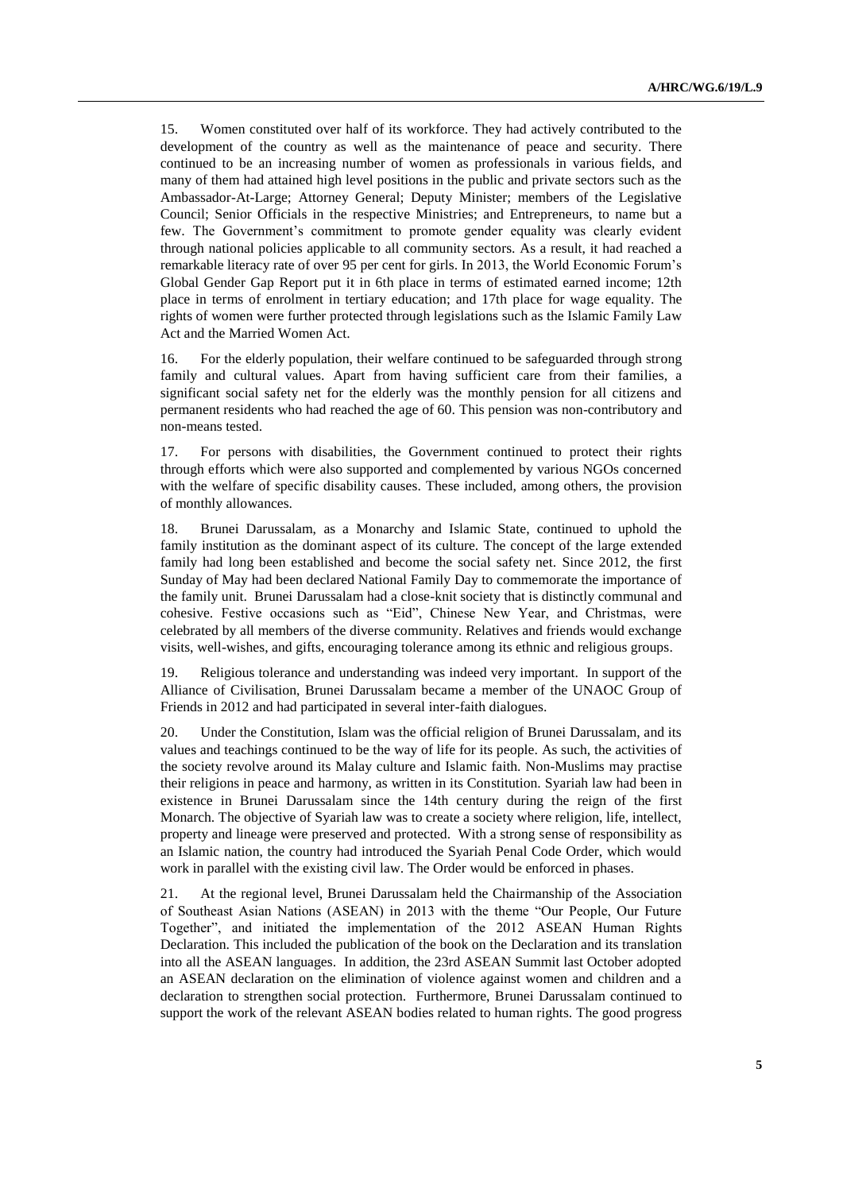15. Women constituted over half of its workforce. They had actively contributed to the development of the country as well as the maintenance of peace and security. There continued to be an increasing number of women as professionals in various fields, and many of them had attained high level positions in the public and private sectors such as the Ambassador-At-Large; Attorney General; Deputy Minister; members of the Legislative Council; Senior Officials in the respective Ministries; and Entrepreneurs, to name but a few. The Government's commitment to promote gender equality was clearly evident through national policies applicable to all community sectors. As a result, it had reached a remarkable literacy rate of over 95 per cent for girls. In 2013, the World Economic Forum's Global Gender Gap Report put it in 6th place in terms of estimated earned income; 12th place in terms of enrolment in tertiary education; and 17th place for wage equality. The rights of women were further protected through legislations such as the Islamic Family Law Act and the Married Women Act.

16. For the elderly population, their welfare continued to be safeguarded through strong family and cultural values. Apart from having sufficient care from their families, a significant social safety net for the elderly was the monthly pension for all citizens and permanent residents who had reached the age of 60. This pension was non-contributory and non-means tested.

17. For persons with disabilities, the Government continued to protect their rights through efforts which were also supported and complemented by various NGOs concerned with the welfare of specific disability causes. These included, among others, the provision of monthly allowances.

18. Brunei Darussalam, as a Monarchy and Islamic State, continued to uphold the family institution as the dominant aspect of its culture. The concept of the large extended family had long been established and become the social safety net. Since 2012, the first Sunday of May had been declared National Family Day to commemorate the importance of the family unit. Brunei Darussalam had a close-knit society that is distinctly communal and cohesive. Festive occasions such as "Eid", Chinese New Year, and Christmas, were celebrated by all members of the diverse community. Relatives and friends would exchange visits, well-wishes, and gifts, encouraging tolerance among its ethnic and religious groups.

19. Religious tolerance and understanding was indeed very important. In support of the Alliance of Civilisation, Brunei Darussalam became a member of the UNAOC Group of Friends in 2012 and had participated in several inter-faith dialogues.

20. Under the Constitution, Islam was the official religion of Brunei Darussalam, and its values and teachings continued to be the way of life for its people. As such, the activities of the society revolve around its Malay culture and Islamic faith. Non-Muslims may practise their religions in peace and harmony, as written in its Constitution. Syariah law had been in existence in Brunei Darussalam since the 14th century during the reign of the first Monarch. The objective of Syariah law was to create a society where religion, life, intellect, property and lineage were preserved and protected. With a strong sense of responsibility as an Islamic nation, the country had introduced the Syariah Penal Code Order, which would work in parallel with the existing civil law. The Order would be enforced in phases.

21. At the regional level, Brunei Darussalam held the Chairmanship of the Association of Southeast Asian Nations (ASEAN) in 2013 with the theme "Our People, Our Future Together", and initiated the implementation of the 2012 ASEAN Human Rights Declaration. This included the publication of the book on the Declaration and its translation into all the ASEAN languages. In addition, the 23rd ASEAN Summit last October adopted an ASEAN declaration on the elimination of violence against women and children and a declaration to strengthen social protection. Furthermore, Brunei Darussalam continued to support the work of the relevant ASEAN bodies related to human rights. The good progress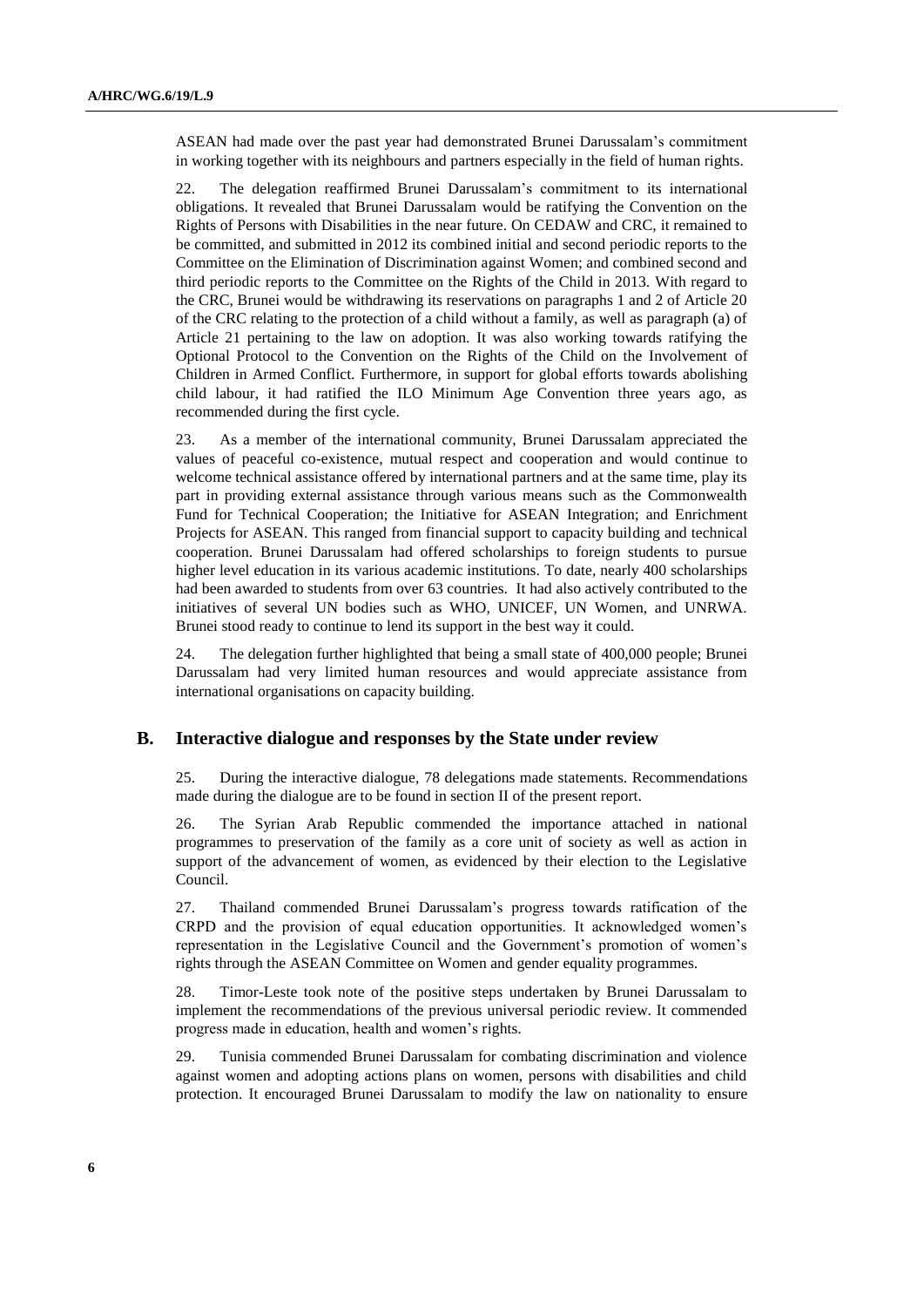ASEAN had made over the past year had demonstrated Brunei Darussalam's commitment in working together with its neighbours and partners especially in the field of human rights.

22. The delegation reaffirmed Brunei Darussalam's commitment to its international obligations. It revealed that Brunei Darussalam would be ratifying the Convention on the Rights of Persons with Disabilities in the near future. On CEDAW and CRC, it remained to be committed, and submitted in 2012 its combined initial and second periodic reports to the Committee on the Elimination of Discrimination against Women; and combined second and third periodic reports to the Committee on the Rights of the Child in 2013. With regard to the CRC, Brunei would be withdrawing its reservations on paragraphs 1 and 2 of Article 20 of the CRC relating to the protection of a child without a family, as well as paragraph (a) of Article 21 pertaining to the law on adoption. It was also working towards ratifying the Optional Protocol to the Convention on the Rights of the Child on the Involvement of Children in Armed Conflict. Furthermore, in support for global efforts towards abolishing child labour, it had ratified the ILO Minimum Age Convention three years ago, as recommended during the first cycle.

23. As a member of the international community, Brunei Darussalam appreciated the values of peaceful co-existence, mutual respect and cooperation and would continue to welcome technical assistance offered by international partners and at the same time, play its part in providing external assistance through various means such as the Commonwealth Fund for Technical Cooperation; the Initiative for ASEAN Integration; and Enrichment Projects for ASEAN. This ranged from financial support to capacity building and technical cooperation. Brunei Darussalam had offered scholarships to foreign students to pursue higher level education in its various academic institutions. To date, nearly 400 scholarships had been awarded to students from over 63 countries. It had also actively contributed to the initiatives of several UN bodies such as WHO, UNICEF, UN Women, and UNRWA. Brunei stood ready to continue to lend its support in the best way it could.

24. The delegation further highlighted that being a small state of 400,000 people; Brunei Darussalam had very limited human resources and would appreciate assistance from international organisations on capacity building.

## B. Interactive dialogue and responses by the State under review

25. During the interactive dialogue, 78 delegations made statements. Recommendations made during the dialogue are to be found in section II of the present report.

26. The Syrian Arab Republic commended the importance attached in national programmes to preservation of the family as a core unit of society as well as action in support of the advancement of women, as evidenced by their election to the Legislative Council.

27. Thailand commended Brunei Darussalam's progress towards ratification of the CRPD and the provision of equal education opportunities. It acknowledged women's representation in the Legislative Council and the Government's promotion of women's rights through the ASEAN Committee on Women and gender equality programmes.

28. Timor-Leste took note of the positive steps undertaken by Brunei Darussalam to implement the recommendations of the previous universal periodic review. It commended progress made in education, health and women's rights.

29. Tunisia commended Brunei Darussalam for combating discrimination and violence against women and adopting actions plans on women, persons with disabilities and child protection. It encouraged Brunei Darussalam to modify the law on nationality to ensure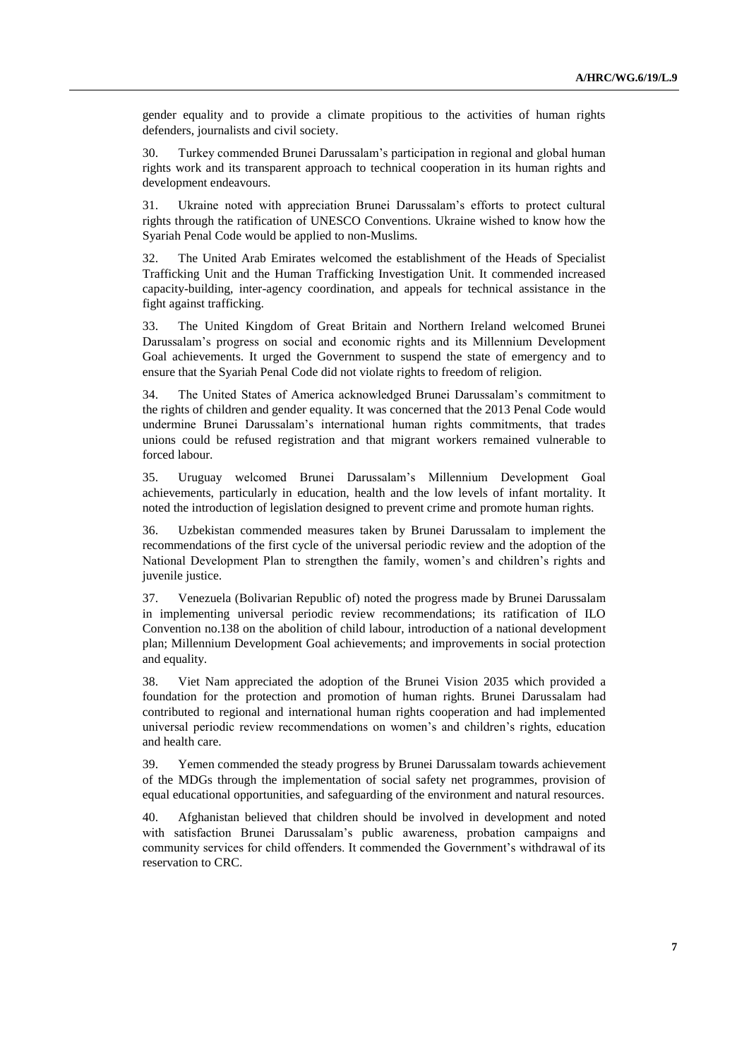gender equality and to provide a climate propitious to the activities of human rights defenders, journalists and civil society.

30. Turkey commended Brunei Darussalam's participation in regional and global human rights work and its transparent approach to technical cooperation in its human rights and development endeavours.

31. Ukraine noted with appreciation Brunei Darussalam's efforts to protect cultural rights through the ratification of UNESCO Conventions. Ukraine wished to know how the Syariah Penal Code would be applied to non-Muslims.

32. The United Arab Emirates welcomed the establishment of the Heads of Specialist Trafficking Unit and the Human Trafficking Investigation Unit. It commended increased capacity-building, inter-agency coordination, and appeals for technical assistance in the fight against trafficking.

33. The United Kingdom of Great Britain and Northern Ireland welcomed Brunei Darussalam's progress on social and economic rights and its Millennium Development Goal achievements. It urged the Government to suspend the state of emergency and to ensure that the Syariah Penal Code did not violate rights to freedom of religion.

34. The United States of America acknowledged Brunei Darussalam's commitment to the rights of children and gender equality. It was concerned that the 2013 Penal Code would undermine Brunei Darussalam's international human rights commitments, that trades unions could be refused registration and that migrant workers remained vulnerable to forced labour.

35. Uruguay welcomed Brunei Darussalam's Millennium Development Goal achievements, particularly in education, health and the low levels of infant mortality. It noted the introduction of legislation designed to prevent crime and promote human rights.

36. Uzbekistan commended measures taken by Brunei Darussalam to implement the recommendations of the first cycle of the universal periodic review and the adoption of the National Development Plan to strengthen the family, women's and children's rights and juvenile justice.

37. Venezuela (Bolivarian Republic of) noted the progress made by Brunei Darussalam in implementing universal periodic review recommendations; its ratification of ILO Convention no.138 on the abolition of child labour, introduction of a national development plan; Millennium Development Goal achievements; and improvements in social protection and equality.

38. Viet Nam appreciated the adoption of the Brunei Vision 2035 which provided a foundation for the protection and promotion of human rights. Brunei Darussalam had contributed to regional and international human rights cooperation and had implemented universal periodic review recommendations on women's and children's rights, education and health care.

39. Yemen commended the steady progress by Brunei Darussalam towards achievement of the MDGs through the implementation of social safety net programmes, provision of equal educational opportunities, and safeguarding of the environment and natural resources.

40. Afghanistan believed that children should be involved in development and noted with satisfaction Brunei Darussalam's public awareness, probation campaigns and community services for child offenders. It commended the Government's withdrawal of its reservation to CRC.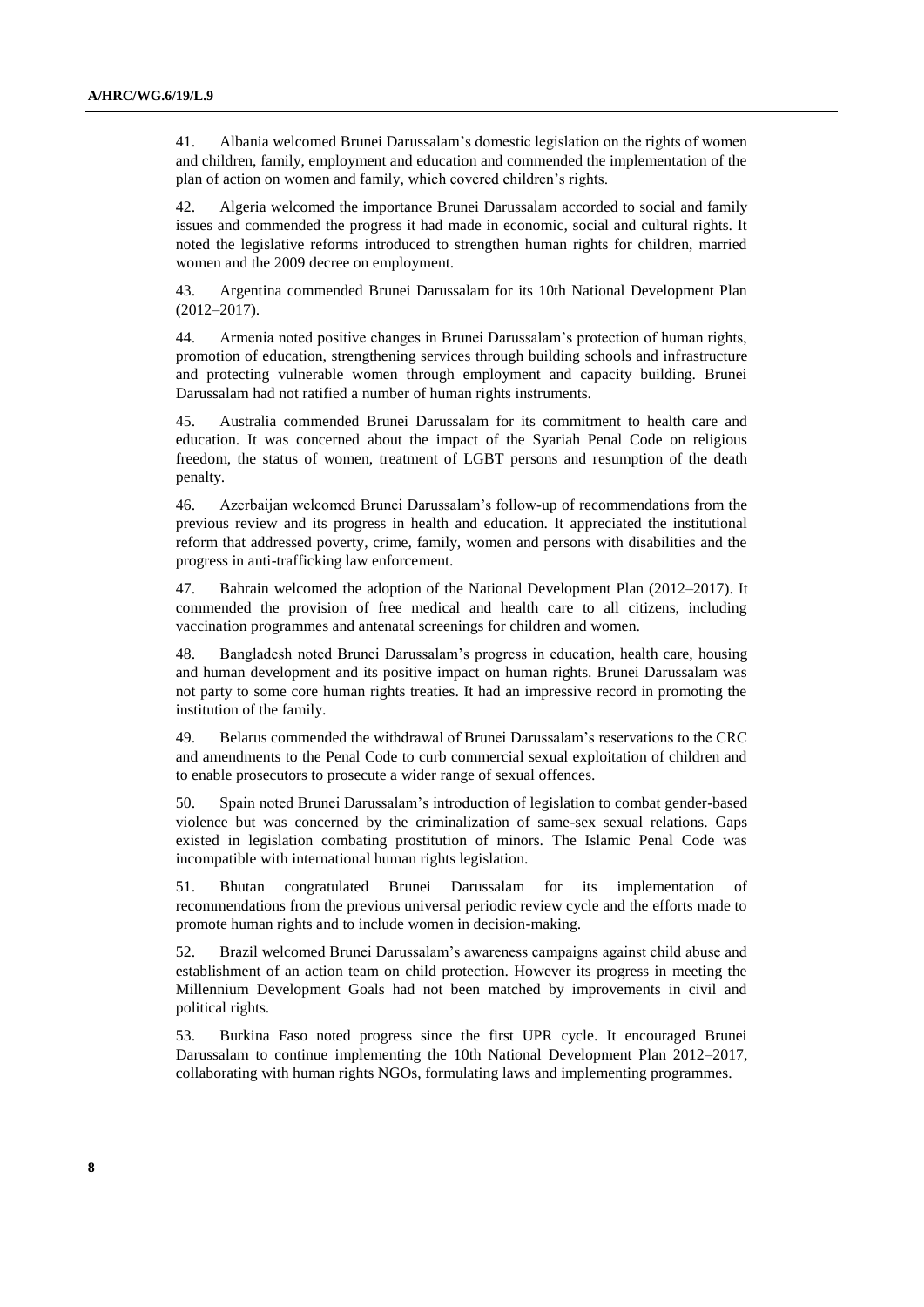41. Albania welcomed Brunei Darussalam's domestic legislation on the rights of women and children, family, employment and education and commended the implementation of the plan of action on women and family, which covered children's rights.

42. Algeria welcomed the importance Brunei Darussalam accorded to social and family issues and commended the progress it had made in economic, social and cultural rights. It noted the legislative reforms introduced to strengthen human rights for children, married women and the 2009 decree on employment.

43. Argentina commended Brunei Darussalam for its 10th National Development Plan (2012–2017).

44. Armenia noted positive changes in Brunei Darussalam's protection of human rights, promotion of education, strengthening services through building schools and infrastructure and protecting vulnerable women through employment and capacity building. Brunei Darussalam had not ratified a number of human rights instruments.

45. Australia commended Brunei Darussalam for its commitment to health care and education. It was concerned about the impact of the Syariah Penal Code on religious freedom, the status of women, treatment of LGBT persons and resumption of the death penalty.

46. Azerbaijan welcomed Brunei Darussalam's follow-up of recommendations from the previous review and its progress in health and education. It appreciated the institutional reform that addressed poverty, crime, family, women and persons with disabilities and the progress in anti-trafficking law enforcement.

47. Bahrain welcomed the adoption of the National Development Plan (2012–2017). It commended the provision of free medical and health care to all citizens, including vaccination programmes and antenatal screenings for children and women.

48. Bangladesh noted Brunei Darussalam's progress in education, health care, housing and human development and its positive impact on human rights. Brunei Darussalam was not party to some core human rights treaties. It had an impressive record in promoting the institution of the family.

49. Belarus commended the withdrawal of Brunei Darussalam's reservations to the CRC and amendments to the Penal Code to curb commercial sexual exploitation of children and to enable prosecutors to prosecute a wider range of sexual offences.

50. Spain noted Brunei Darussalam's introduction of legislation to combat gender-based violence but was concerned by the criminalization of same-sex sexual relations. Gaps existed in legislation combating prostitution of minors. The Islamic Penal Code was incompatible with international human rights legislation.

51. Bhutan congratulated Brunei Darussalam for its implementation of recommendations from the previous universal periodic review cycle and the efforts made to promote human rights and to include women in decision-making.

52. Brazil welcomed Brunei Darussalam's awareness campaigns against child abuse and establishment of an action team on child protection. However its progress in meeting the Millennium Development Goals had not been matched by improvements in civil and political rights.

53. Burkina Faso noted progress since the first UPR cycle. It encouraged Brunei Darussalam to continue implementing the 10th National Development Plan 2012–2017, collaborating with human rights NGOs, formulating laws and implementing programmes.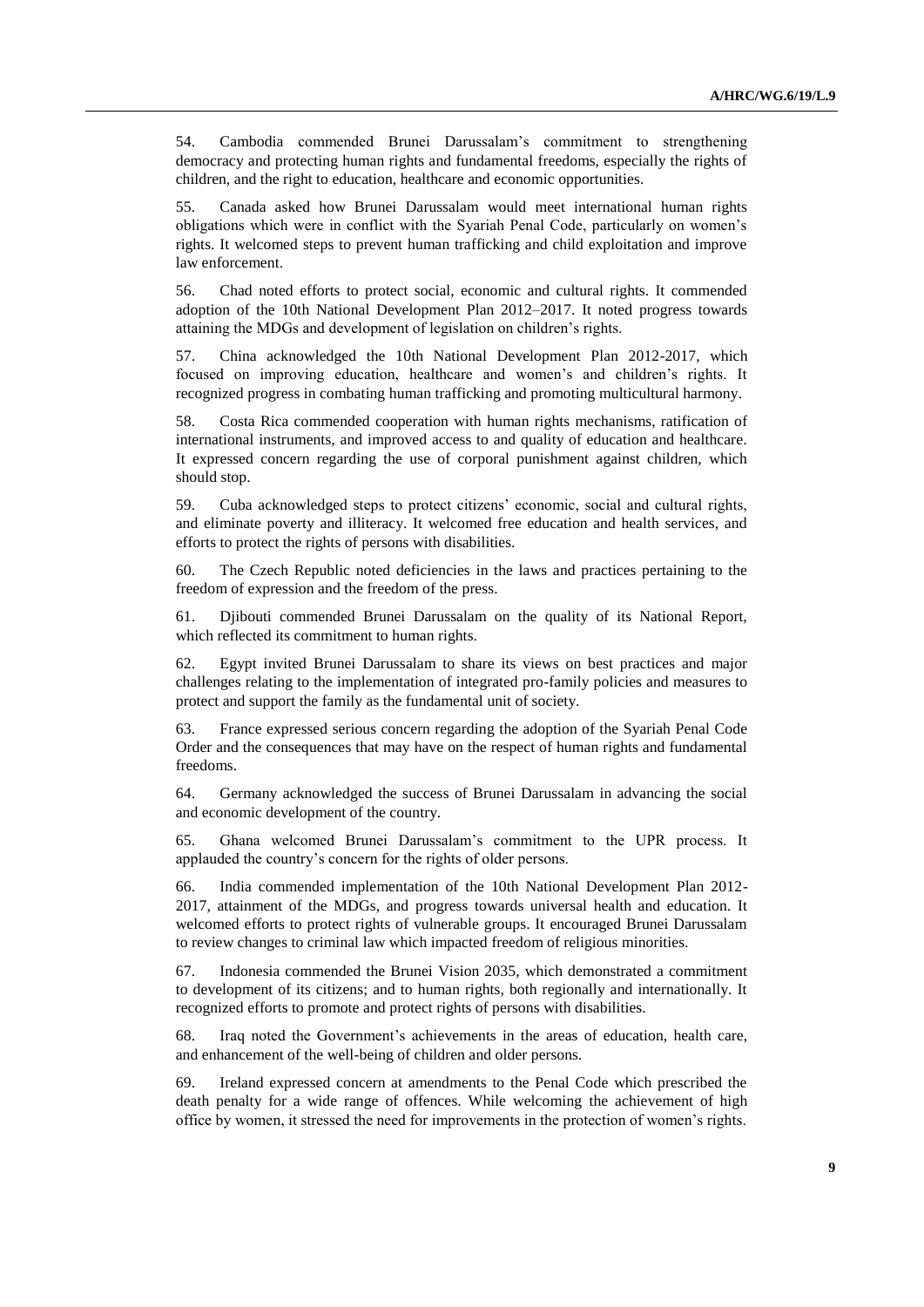54. Cambodia commended Brunei Darussalam's commitment to strengthening democracy and protecting human rights and fundamental freedoms, especially the rights of children, and the right to education, healthcare and economic opportunities.

55. Canada asked how Brunei Darussalam would meet international human rights obligations which were in conflict with the Syariah Penal Code, particularly on women's rights. It welcomed steps to prevent human trafficking and child exploitation and improve law enforcement.

56. Chad noted efforts to protect social, economic and cultural rights. It commended adoption of the 10th National Development Plan 2012–2017. It noted progress towards attaining the MDGs and development of legislation on children's rights.

57. China acknowledged the 10th National Development Plan 2012-2017, which focused on improving education, healthcare and women's and children's rights. It recognized progress in combating human trafficking and promoting multicultural harmony.

58. Costa Rica commended cooperation with human rights mechanisms, ratification of international instruments, and improved access to and quality of education and healthcare. It expressed concern regarding the use of corporal punishment against children, which should stop.

59. Cuba acknowledged steps to protect citizens' economic, social and cultural rights, and eliminate poverty and illiteracy. It welcomed free education and health services, and efforts to protect the rights of persons with disabilities.

60. The Czech Republic noted deficiencies in the laws and practices pertaining to the freedom of expression and the freedom of the press.

61. Djibouti commended Brunei Darussalam on the quality of its National Report, which reflected its commitment to human rights.

62. Egypt invited Brunei Darussalam to share its views on best practices and major challenges relating to the implementation of integrated pro-family policies and measures to protect and support the family as the fundamental unit of society.

63. France expressed serious concern regarding the adoption of the Syariah Penal Code Order and the consequences that may have on the respect of human rights and fundamental freedoms.

64. Germany acknowledged the success of Brunei Darussalam in advancing the social and economic development of the country.

65. Ghana welcomed Brunei Darussalam's commitment to the UPR process. It applauded the country's concern for the rights of older persons.

66. India commended implementation of the 10th National Development Plan 2012-2017, attainment of the MDGs, and progress towards universal health and education. It welcomed efforts to protect rights of vulnerable groups. It encouraged Brunei Darussalam to review changes to criminal law which impacted freedom of religious minorities.

67. Indonesia commended the Brunei Vision 2035, which demonstrated a commitment to development of its citizens; and to human rights, both regionally and internationally. It recognized efforts to promote and protect rights of persons with disabilities.

68. Iraq noted the Government's achievements in the areas of education, health care, and enhancement of the well-being of children and older persons.

69. Ireland expressed concern at amendments to the Penal Code which prescribed the death penalty for a wide range of offences. While welcoming the achievement of high office by women, it stressed the need for improvements in the protection of women's rights.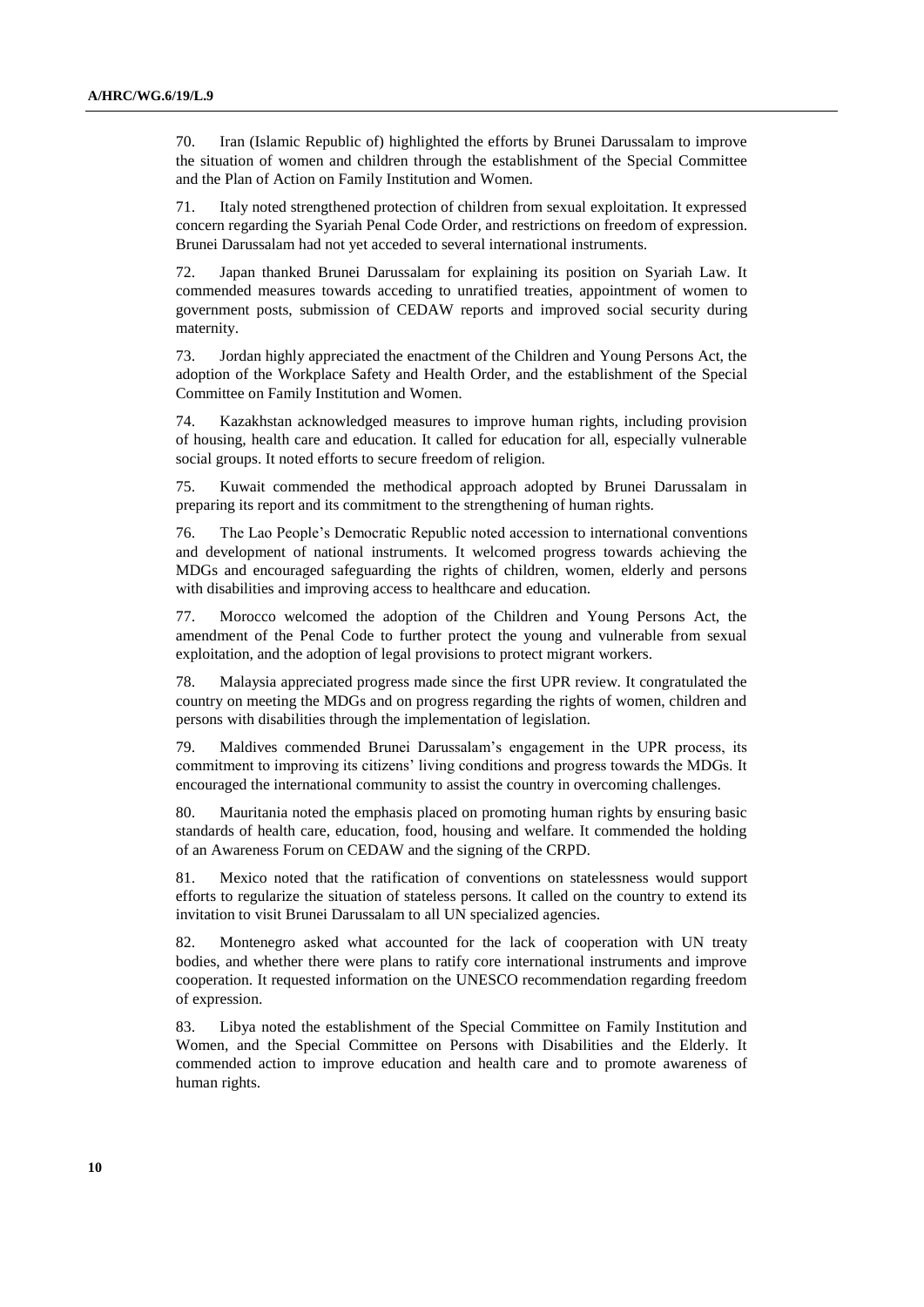70. Iran (Islamic Republic of) highlighted the efforts by Brunei Darussalam to improve the situation of women and children through the establishment of the Special Committee and the Plan of Action on Family Institution and Women.

71. Italy noted strengthened protection of children from sexual exploitation. It expressed concern regarding the Syariah Penal Code Order, and restrictions on freedom of expression. Brunei Darussalam had not yet acceded to several international instruments.

72. Japan thanked Brunei Darussalam for explaining its position on Syariah Law. It commended measures towards acceding to unratified treaties, appointment of women to government posts, submission of CEDAW reports and improved social security during maternity.

73. Jordan highly appreciated the enactment of the Children and Young Persons Act, the adoption of the Workplace Safety and Health Order, and the establishment of the Special Committee on Family Institution and Women.

74. Kazakhstan acknowledged measures to improve human rights, including provision of housing, health care and education. It called for education for all, especially vulnerable social groups. It noted efforts to secure freedom of religion.

75. Kuwait commended the methodical approach adopted by Brunei Darussalam in preparing its report and its commitment to the strengthening of human rights.

76. The Lao People's Democratic Republic noted accession to international conventions and development of national instruments. It welcomed progress towards achieving the MDGs and encouraged safeguarding the rights of children, women, elderly and persons with disabilities and improving access to healthcare and education.

77. Morocco welcomed the adoption of the Children and Young Persons Act, the amendment of the Penal Code to further protect the young and vulnerable from sexual exploitation, and the adoption of legal provisions to protect migrant workers.

78. Malaysia appreciated progress made since the first UPR review. It congratulated the country on meeting the MDGs and on progress regarding the rights of women, children and persons with disabilities through the implementation of legislation.

79. Maldives commended Brunei Darussalam's engagement in the UPR process, its commitment to improving its citizens' living conditions and progress towards the MDGs. It encouraged the international community to assist the country in overcoming challenges.

80. Mauritania noted the emphasis placed on promoting human rights by ensuring basic standards of health care, education, food, housing and welfare. It commended the holding of an Awareness Forum on CEDAW and the signing of the CRPD.

81. Mexico noted that the ratification of conventions on statelessness would support efforts to regularize the situation of stateless persons. It called on the country to extend its invitation to visit Brunei Darussalam to all UN specialized agencies.

82. Montenegro asked what accounted for the lack of cooperation with UN treaty bodies, and whether there were plans to ratify core international instruments and improve cooperation. It requested information on the UNESCO recommendation regarding freedom of expression.

83. Libya noted the establishment of the Special Committee on Family Institution and Women, and the Special Committee on Persons with Disabilities and the Elderly. It commended action to improve education and health care and to promote awareness of human rights.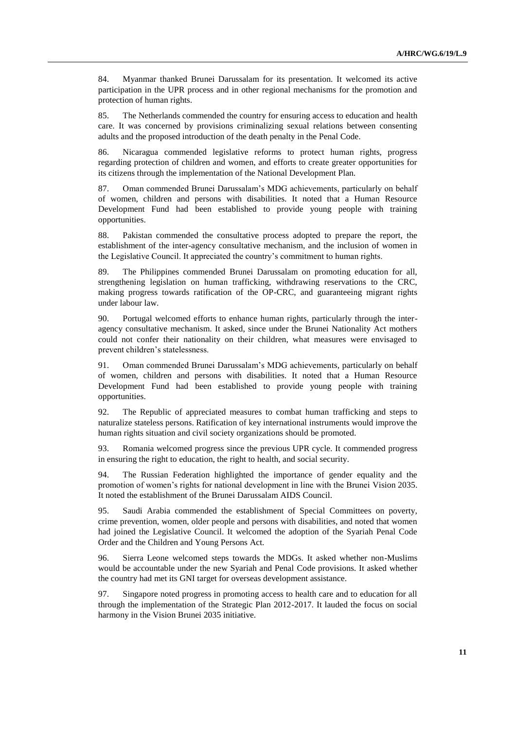84. Myanmar thanked Brunei Darussalam for its presentation. It welcomed its active participation in the UPR process and in other regional mechanisms for the promotion and protection of human rights.

85. The Netherlands commended the country for ensuring access to education and health care. It was concerned by provisions criminalizing sexual relations between consenting adults and the proposed introduction of the death penalty in the Penal Code.

86. Nicaragua commended legislative reforms to protect human rights, progress regarding protection of children and women, and efforts to create greater opportunities for its citizens through the implementation of the National Development Plan.

87. Oman commended Brunei Darussalam's MDG achievements, particularly on behalf of women, children and persons with disabilities. It noted that a Human Resource Development Fund had been established to provide young people with training opportunities.

88. Pakistan commended the consultative process adopted to prepare the report, the establishment of the inter-agency consultative mechanism, and the inclusion of women in the Legislative Council. It appreciated the country's commitment to human rights.

89. The Philippines commended Brunei Darussalam on promoting education for all, strengthening legislation on human trafficking, withdrawing reservations to the CRC, making progress towards ratification of the OP-CRC, and guaranteeing migrant rights under labour law.

90. Portugal welcomed efforts to enhance human rights, particularly through the inter-agency consultative mechanism. It asked, since under the Brunei Nationality Act mothers could not confer their nationality on their children, what measures were envisaged to prevent children's statelessness.

91. Oman commended Brunei Darussalam's MDG achievements, particularly on behalf of women, children and persons with disabilities. It noted that a Human Resource Development Fund had been established to provide young people with training opportunities.

92. The Republic of appreciated measures to combat human trafficking and steps to naturalize stateless persons. Ratification of key international instruments would improve the human rights situation and civil society organizations should be promoted.

93. Romania welcomed progress since the previous UPR cycle. It commended progress in ensuring the right to education, the right to health, and social security.

94. The Russian Federation highlighted the importance of gender equality and the promotion of women's rights for national development in line with the Brunei Vision 2035. It noted the establishment of the Brunei Darussalam AIDS Council.

95. Saudi Arabia commended the establishment of Special Committees on poverty, crime prevention, women, older people and persons with disabilities, and noted that women had joined the Legislative Council. It welcomed the adoption of the Syariah Penal Code Order and the Children and Young Persons Act.

96. Sierra Leone welcomed steps towards the MDGs. It asked whether non-Muslims would be accountable under the new Syariah and Penal Code provisions. It asked whether the country had met its GNI target for overseas development assistance.

97. Singapore noted progress in promoting access to health care and to education for all through the implementation of the Strategic Plan 2012-2017. It lauded the focus on social harmony in the Vision Brunei 2035 initiative.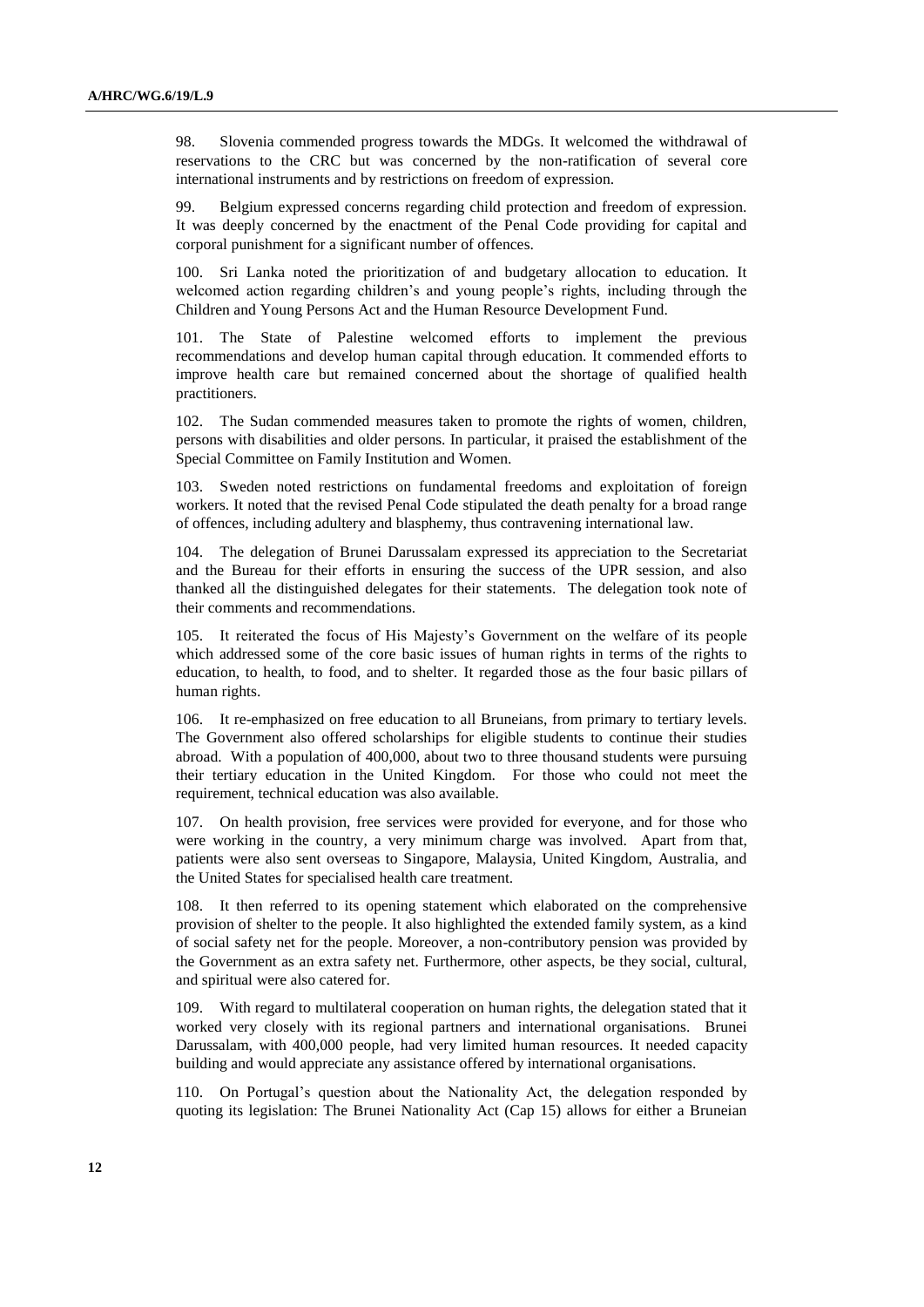98. Slovenia commended progress towards the MDGs. It welcomed the withdrawal of reservations to the CRC but was concerned by the non-ratification of several core international instruments and by restrictions on freedom of expression.

99. Belgium expressed concerns regarding child protection and freedom of expression. It was deeply concerned by the enactment of the Penal Code providing for capital and corporal punishment for a significant number of offences.

100. Sri Lanka noted the prioritization of and budgetary allocation to education. It welcomed action regarding children's and young people's rights, including through the Children and Young Persons Act and the Human Resource Development Fund.

101. The State of Palestine welcomed efforts to implement the previous recommendations and develop human capital through education. It commended efforts to improve health care but remained concerned about the shortage of qualified health practitioners.

102. The Sudan commended measures taken to promote the rights of women, children, persons with disabilities and older persons. In particular, it praised the establishment of the Special Committee on Family Institution and Women.

103. Sweden noted restrictions on fundamental freedoms and exploitation of foreign workers. It noted that the revised Penal Code stipulated the death penalty for a broad range of offences, including adultery and blasphemy, thus contravening international law.

104. The delegation of Brunei Darussalam expressed its appreciation to the Secretariat and the Bureau for their efforts in ensuring the success of the UPR session, and also thanked all the distinguished delegates for their statements. The delegation took note of their comments and recommendations.

105. It reiterated the focus of His Majesty's Government on the welfare of its people which addressed some of the core basic issues of human rights in terms of the rights to education, to health, to food, and to shelter. It regarded those as the four basic pillars of human rights.

106. It re-emphasized on free education to all Bruneians, from primary to tertiary levels. The Government also offered scholarships for eligible students to continue their studies abroad. With a population of 400,000, about two to three thousand students were pursuing their tertiary education in the United Kingdom. For those who could not meet the requirement, technical education was also available.

107. On health provision, free services were provided for everyone, and for those who were working in the country, a very minimum charge was involved. Apart from that, patients were also sent overseas to Singapore, Malaysia, United Kingdom, Australia, and the United States for specialised health care treatment.

108. It then referred to its opening statement which elaborated on the comprehensive provision of shelter to the people. It also highlighted the extended family system, as a kind of social safety net for the people. Moreover, a non-contributory pension was provided by the Government as an extra safety net. Furthermore, other aspects, be they social, cultural, and spiritual were also catered for.

109. With regard to multilateral cooperation on human rights, the delegation stated that it worked very closely with its regional partners and international organisations. Brunei Darussalam, with 400,000 people, had very limited human resources. It needed capacity building and would appreciate any assistance offered by international organisations.

110. On Portugal's question about the Nationality Act, the delegation responded by quoting its legislation: The Brunei Nationality Act (Cap 15) allows for either a Bruneian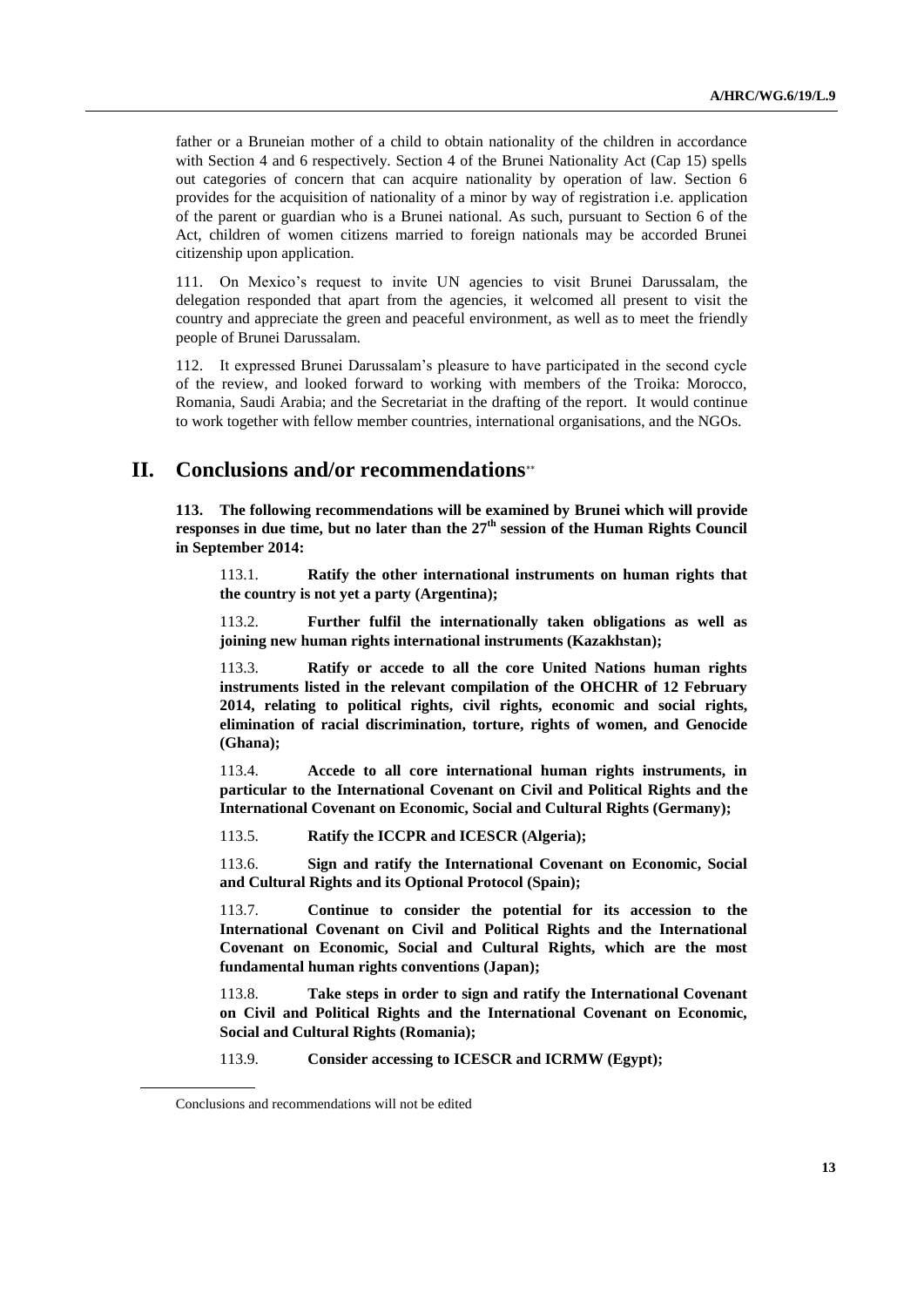father or a Bruneian mother of a child to obtain nationality of the children in accordance with Section 4 and 6 respectively. Section 4 of the Brunei Nationality Act (Cap 15) spells out categories of concern that can acquire nationality by operation of law. Section 6 provides for the acquisition of nationality of a minor by way of registration i.e. application of the parent or guardian who is a Brunei national. As such, pursuant to Section 6 of the Act, children of women citizens married to foreign nationals may be accorded Brunei citizenship upon application.

111. On Mexico's request to invite UN agencies to visit Brunei Darussalam, the delegation responded that apart from the agencies, it welcomed all present to visit the country and appreciate the green and peaceful environment, as well as to meet the friendly people of Brunei Darussalam.

112. It expressed Brunei Darussalam's pleasure to have participated in the second cycle of the review, and looked forward to working with members of the Troika: Morocco, Romania, Saudi Arabia; and the Secretariat in the drafting of the report. It would continue to work together with fellow member countries, international organisations, and the NGOs.

# II. Conclusions and/or recommendations**

**113. The following recommendations will be examined by Brunei which will provide responses in due time, but no later than the 27th session of the Human Rights Council in September 2014:**

113.1. **Ratify the other international instruments on human rights that the country is not yet a party (Argentina);**

113.2. **Further fulfil the internationally taken obligations as well as joining new human rights international instruments (Kazakhstan);**

113.3. **Ratify or accede to all the core United Nations human rights instruments listed in the relevant compilation of the OHCHR of 12 February 2014, relating to political rights, civil rights, economic and social rights, elimination of racial discrimination, torture, rights of women, and Genocide (Ghana);**

113.4. **Accede to all core international human rights instruments, in particular to the International Covenant on Civil and Political Rights and the International Covenant on Economic, Social and Cultural Rights (Germany);**

113.5. **Ratify the ICCPR and ICESCR (Algeria);**

113.6. **Sign and ratify the International Covenant on Economic, Social and Cultural Rights and its Optional Protocol (Spain);**

113.7. **Continue to consider the potential for its accession to the International Covenant on Civil and Political Rights and the International Covenant on Economic, Social and Cultural Rights, which are the most fundamental human rights conventions (Japan);**

113.8. **Take steps in order to sign and ratify the International Covenant on Civil and Political Rights and the International Covenant on Economic, Social and Cultural Rights (Romania);**

113.9. **Consider accessing to ICESCR and ICRMW (Egypt);**

** Conclusions and recommendations will not be edited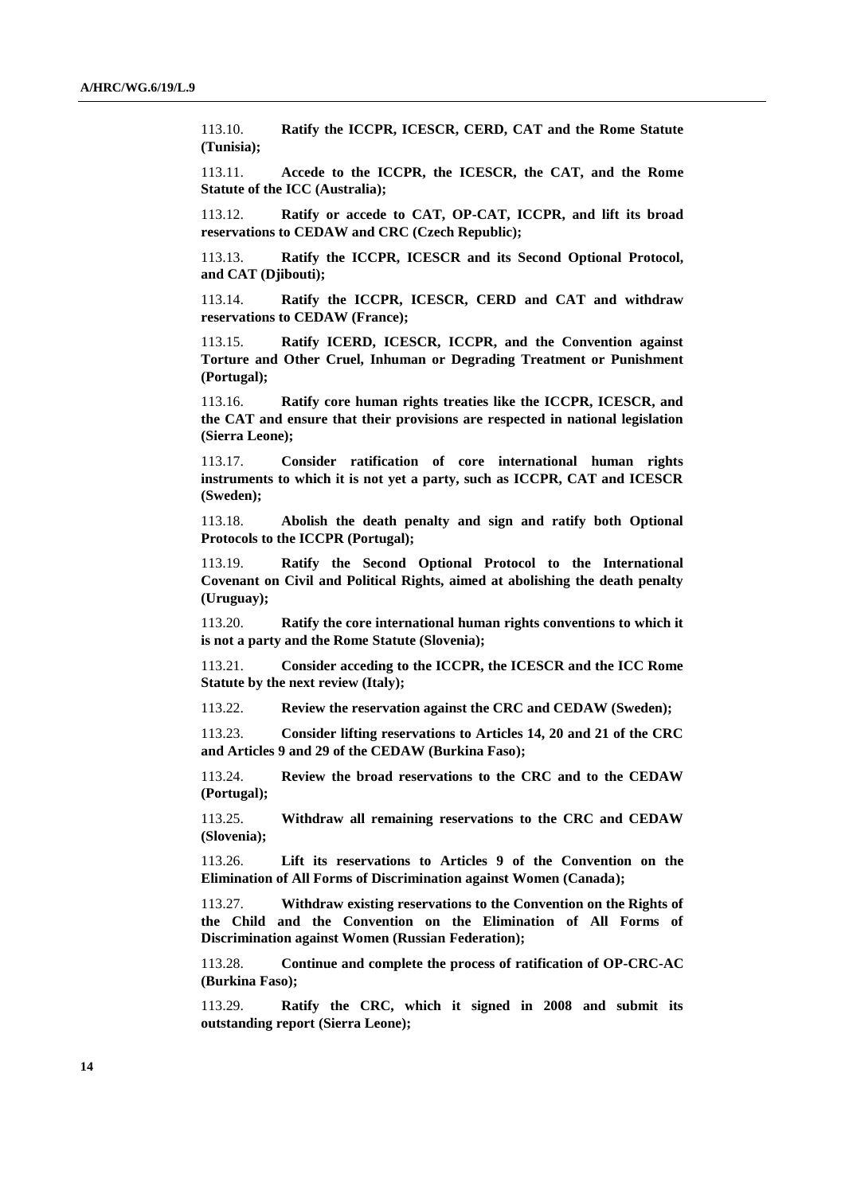113.10. **Ratify the ICCPR, ICESCR, CERD, CAT and the Rome Statute (Tunisia);**

113.11. **Accede to the ICCPR, the ICESCR, the CAT, and the Rome Statute of the ICC (Australia);**

113.12. **Ratify or accede to CAT, OP-CAT, ICCPR, and lift its broad reservations to CEDAW and CRC (Czech Republic);**

113.13. **Ratify the ICCPR, ICESCR and its Second Optional Protocol, and CAT (Djibouti);**

113.14. **Ratify the ICCPR, ICESCR, CERD and CAT and withdraw reservations to CEDAW (France);**

113.15. **Ratify ICERD, ICESCR, ICCPR, and the Convention against Torture and Other Cruel, Inhuman or Degrading Treatment or Punishment (Portugal);**

113.16. **Ratify core human rights treaties like the ICCPR, ICESCR, and the CAT and ensure that their provisions are respected in national legislation (Sierra Leone);**

113.17. **Consider ratification of core international human rights instruments to which it is not yet a party, such as ICCPR, CAT and ICESCR (Sweden);**

113.18. **Abolish the death penalty and sign and ratify both Optional Protocols to the ICCPR (Portugal);**

113.19. **Ratify the Second Optional Protocol to the International Covenant on Civil and Political Rights, aimed at abolishing the death penalty (Uruguay);**

113.20. **Ratify the core international human rights conventions to which it is not a party and the Rome Statute (Slovenia);**

113.21. **Consider acceding to the ICCPR, the ICESCR and the ICC Rome Statute by the next review (Italy);**

113.22. **Review the reservation against the CRC and CEDAW (Sweden);**

113.23. **Consider lifting reservations to Articles 14, 20 and 21 of the CRC and Articles 9 and 29 of the CEDAW (Burkina Faso);**

113.24. **Review the broad reservations to the CRC and to the CEDAW (Portugal);**

113.25. **Withdraw all remaining reservations to the CRC and CEDAW (Slovenia);**

113.26. **Lift its reservations to Articles 9 of the Convention on the Elimination of All Forms of Discrimination against Women (Canada);**

113.27. **Withdraw existing reservations to the Convention on the Rights of the Child and the Convention on the Elimination of All Forms of Discrimination against Women (Russian Federation);**

113.28. **Continue and complete the process of ratification of OP-CRC-AC (Burkina Faso);**

113.29. **Ratify the CRC, which it signed in 2008 and submit its outstanding report (Sierra Leone);**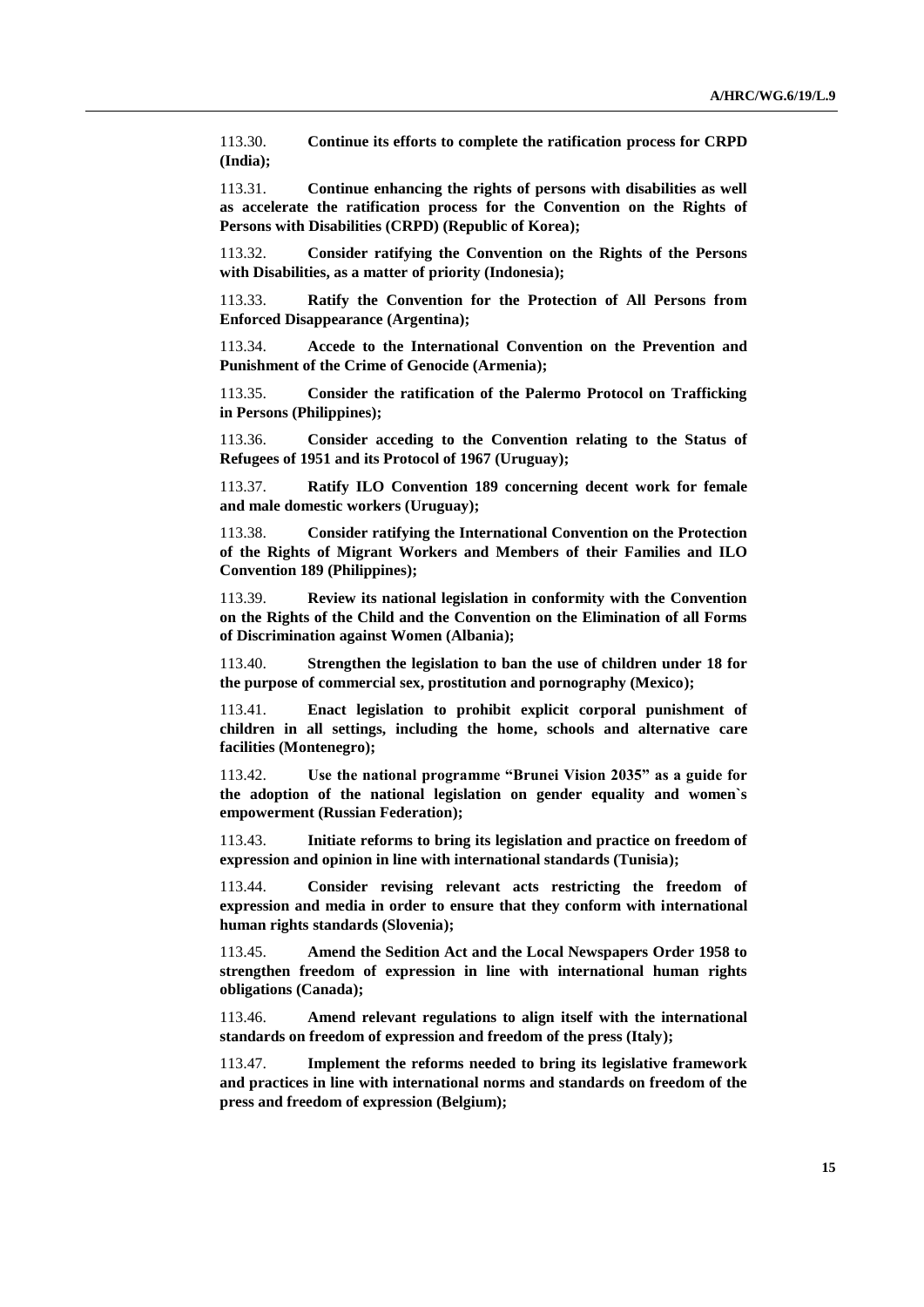113.30. **Continue its efforts to complete the ratification process for CRPD (India);**

113.31. **Continue enhancing the rights of persons with disabilities as well as accelerate the ratification process for the Convention on the Rights of Persons with Disabilities (CRPD) (Republic of Korea);**

113.32. **Consider ratifying the Convention on the Rights of the Persons with Disabilities, as a matter of priority (Indonesia);**

113.33. **Ratify the Convention for the Protection of All Persons from Enforced Disappearance (Argentina);**

113.34. **Accede to the International Convention on the Prevention and Punishment of the Crime of Genocide (Armenia);**

113.35. **Consider the ratification of the Palermo Protocol on Trafficking in Persons (Philippines);**

113.36. **Consider acceding to the Convention relating to the Status of Refugees of 1951 and its Protocol of 1967 (Uruguay);**

113.37. **Ratify ILO Convention 189 concerning decent work for female and male domestic workers (Uruguay);**

113.38. **Consider ratifying the International Convention on the Protection of the Rights of Migrant Workers and Members of their Families and ILO Convention 189 (Philippines);**

113.39. **Review its national legislation in conformity with the Convention on the Rights of the Child and the Convention on the Elimination of all Forms of Discrimination against Women (Albania);**

113.40. **Strengthen the legislation to ban the use of children under 18 for the purpose of commercial sex, prostitution and pornography (Mexico);**

113.41. **Enact legislation to prohibit explicit corporal punishment of children in all settings, including the home, schools and alternative care facilities (Montenegro);**

113.42. **Use the national programme "Brunei Vision 2035" as a guide for the adoption of the national legislation on gender equality and women`s empowerment (Russian Federation);**

113.43. **Initiate reforms to bring its legislation and practice on freedom of expression and opinion in line with international standards (Tunisia);**

113.44. **Consider revising relevant acts restricting the freedom of expression and media in order to ensure that they conform with international human rights standards (Slovenia);**

113.45. **Amend the Sedition Act and the Local Newspapers Order 1958 to strengthen freedom of expression in line with international human rights obligations (Canada);**

113.46. **Amend relevant regulations to align itself with the international standards on freedom of expression and freedom of the press (Italy);**

113.47. **Implement the reforms needed to bring its legislative framework and practices in line with international norms and standards on freedom of the press and freedom of expression (Belgium);**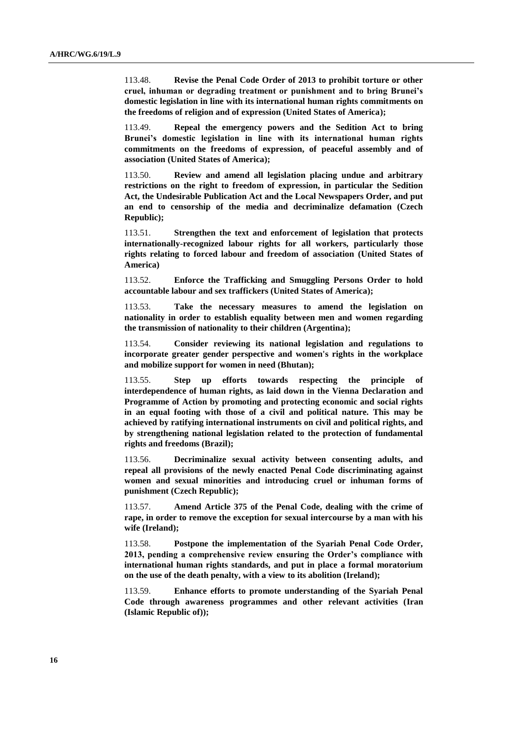113.48. **Revise the Penal Code Order of 2013 to prohibit torture or other cruel, inhuman or degrading treatment or punishment and to bring Brunei's domestic legislation in line with its international human rights commitments on the freedoms of religion and of expression (United States of America);**

113.49. **Repeal the emergency powers and the Sedition Act to bring Brunei's domestic legislation in line with its international human rights commitments on the freedoms of expression, of peaceful assembly and of association (United States of America);**

113.50. **Review and amend all legislation placing undue and arbitrary restrictions on the right to freedom of expression, in particular the Sedition Act, the Undesirable Publication Act and the Local Newspapers Order, and put an end to censorship of the media and decriminalize defamation (Czech Republic);**

113.51. **Strengthen the text and enforcement of legislation that protects internationally-recognized labour rights for all workers, particularly those rights relating to forced labour and freedom of association (United States of America)**

113.52. **Enforce the Trafficking and Smuggling Persons Order to hold accountable labour and sex traffickers (United States of America);**

113.53. **Take the necessary measures to amend the legislation on nationality in order to establish equality between men and women regarding the transmission of nationality to their children (Argentina);**

113.54. **Consider reviewing its national legislation and regulations to incorporate greater gender perspective and women's rights in the workplace and mobilize support for women in need (Bhutan);**

113.55. **Step up efforts towards respecting the principle of interdependence of human rights, as laid down in the Vienna Declaration and Programme of Action by promoting and protecting economic and social rights in an equal footing with those of a civil and political nature. This may be achieved by ratifying international instruments on civil and political rights, and by strengthening national legislation related to the protection of fundamental rights and freedoms (Brazil);**

113.56. **Decriminalize sexual activity between consenting adults, and repeal all provisions of the newly enacted Penal Code discriminating against women and sexual minorities and introducing cruel or inhuman forms of punishment (Czech Republic);**

113.57. **Amend Article 375 of the Penal Code, dealing with the crime of rape, in order to remove the exception for sexual intercourse by a man with his wife (Ireland);**

113.58. **Postpone the implementation of the Syariah Penal Code Order, 2013, pending a comprehensive review ensuring the Order's compliance with international human rights standards, and put in place a formal moratorium on the use of the death penalty, with a view to its abolition (Ireland);**

113.59. **Enhance efforts to promote understanding of the Syariah Penal Code through awareness programmes and other relevant activities (Iran (Islamic Republic of));**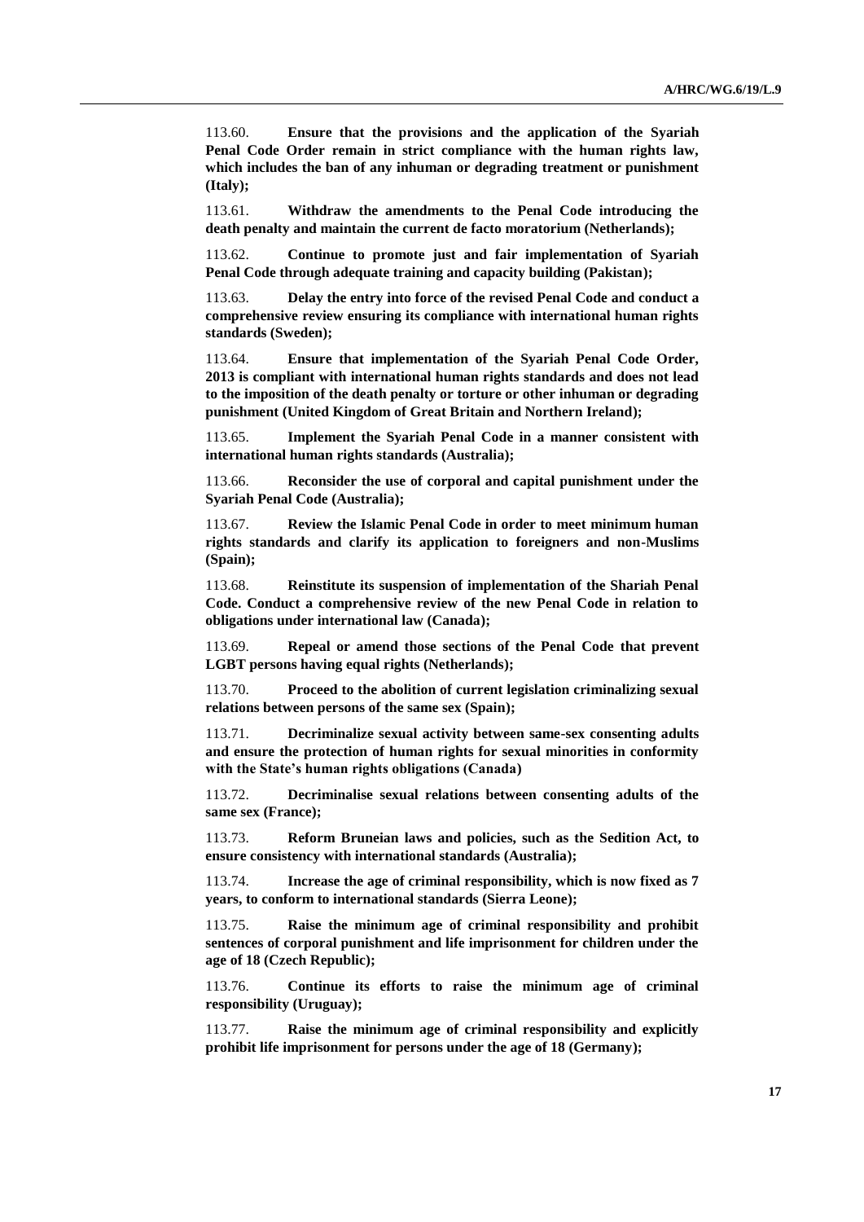113.60. **Ensure that the provisions and the application of the Syariah Penal Code Order remain in strict compliance with the human rights law, which includes the ban of any inhuman or degrading treatment or punishment (Italy);**

113.61. **Withdraw the amendments to the Penal Code introducing the death penalty and maintain the current de facto moratorium (Netherlands);**

113.62. **Continue to promote just and fair implementation of Syariah Penal Code through adequate training and capacity building (Pakistan);**

113.63. **Delay the entry into force of the revised Penal Code and conduct a comprehensive review ensuring its compliance with international human rights standards (Sweden);**

113.64. **Ensure that implementation of the Syariah Penal Code Order, 2013 is compliant with international human rights standards and does not lead to the imposition of the death penalty or torture or other inhuman or degrading punishment (United Kingdom of Great Britain and Northern Ireland);**

113.65. **Implement the Syariah Penal Code in a manner consistent with international human rights standards (Australia);**

113.66. **Reconsider the use of corporal and capital punishment under the Syariah Penal Code (Australia);**

113.67. **Review the Islamic Penal Code in order to meet minimum human rights standards and clarify its application to foreigners and non-Muslims (Spain);**

113.68. **Reinstitute its suspension of implementation of the Shariah Penal Code. Conduct a comprehensive review of the new Penal Code in relation to obligations under international law (Canada);**

113.69. **Repeal or amend those sections of the Penal Code that prevent LGBT persons having equal rights (Netherlands);**

113.70. **Proceed to the abolition of current legislation criminalizing sexual relations between persons of the same sex (Spain);**

113.71. **Decriminalize sexual activity between same-sex consenting adults and ensure the protection of human rights for sexual minorities in conformity with the State's human rights obligations (Canada)**

113.72. **Decriminalise sexual relations between consenting adults of the same sex (France);**

113.73. **Reform Bruneian laws and policies, such as the Sedition Act, to ensure consistency with international standards (Australia);**

113.74. **Increase the age of criminal responsibility, which is now fixed as 7 years, to conform to international standards (Sierra Leone);**

113.75. **Raise the minimum age of criminal responsibility and prohibit sentences of corporal punishment and life imprisonment for children under the age of 18 (Czech Republic);**

113.76. **Continue its efforts to raise the minimum age of criminal responsibility (Uruguay);**

113.77. **Raise the minimum age of criminal responsibility and explicitly prohibit life imprisonment for persons under the age of 18 (Germany);**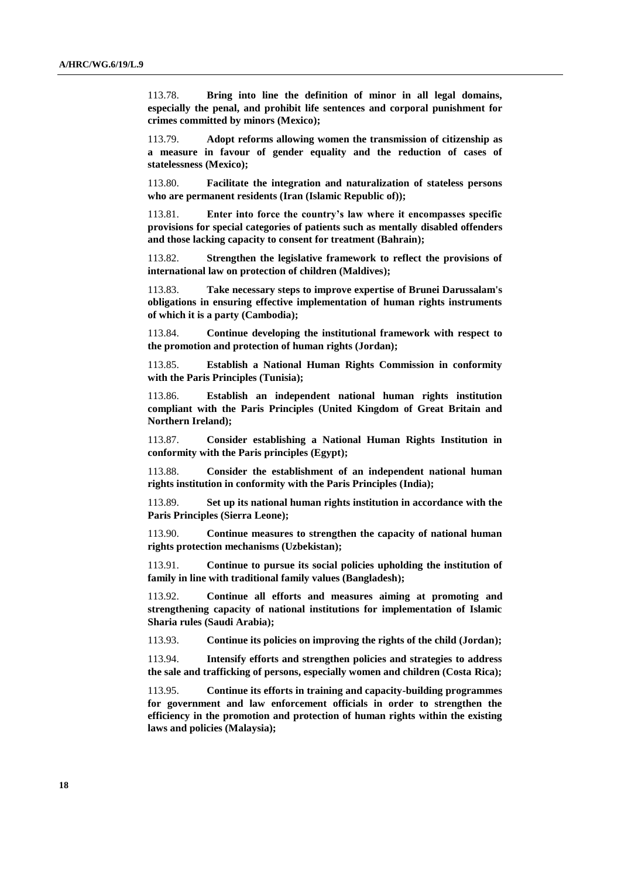113.78. **Bring into line the definition of minor in all legal domains, especially the penal, and prohibit life sentences and corporal punishment for crimes committed by minors (Mexico);**

113.79. **Adopt reforms allowing women the transmission of citizenship as a measure in favour of gender equality and the reduction of cases of statelessness (Mexico);**

113.80. **Facilitate the integration and naturalization of stateless persons who are permanent residents (Iran (Islamic Republic of));**

113.81. **Enter into force the country's law where it encompasses specific provisions for special categories of patients such as mentally disabled offenders and those lacking capacity to consent for treatment (Bahrain);**

113.82. **Strengthen the legislative framework to reflect the provisions of international law on protection of children (Maldives);**

113.83. **Take necessary steps to improve expertise of Brunei Darussalam's obligations in ensuring effective implementation of human rights instruments of which it is a party (Cambodia);**

113.84. **Continue developing the institutional framework with respect to the promotion and protection of human rights (Jordan);**

113.85. **Establish a National Human Rights Commission in conformity with the Paris Principles (Tunisia);**

113.86. **Establish an independent national human rights institution compliant with the Paris Principles (United Kingdom of Great Britain and Northern Ireland);**

113.87. **Consider establishing a National Human Rights Institution in conformity with the Paris principles (Egypt);**

113.88. **Consider the establishment of an independent national human rights institution in conformity with the Paris Principles (India);**

113.89. **Set up its national human rights institution in accordance with the Paris Principles (Sierra Leone);**

113.90. **Continue measures to strengthen the capacity of national human rights protection mechanisms (Uzbekistan);**

113.91. **Continue to pursue its social policies upholding the institution of family in line with traditional family values (Bangladesh);**

113.92. **Continue all efforts and measures aiming at promoting and strengthening capacity of national institutions for implementation of Islamic Sharia rules (Saudi Arabia);**

113.93. **Continue its policies on improving the rights of the child (Jordan);**

113.94. **Intensify efforts and strengthen policies and strategies to address the sale and trafficking of persons, especially women and children (Costa Rica);**

113.95. **Continue its efforts in training and capacity-building programmes for government and law enforcement officials in order to strengthen the efficiency in the promotion and protection of human rights within the existing laws and policies (Malaysia);**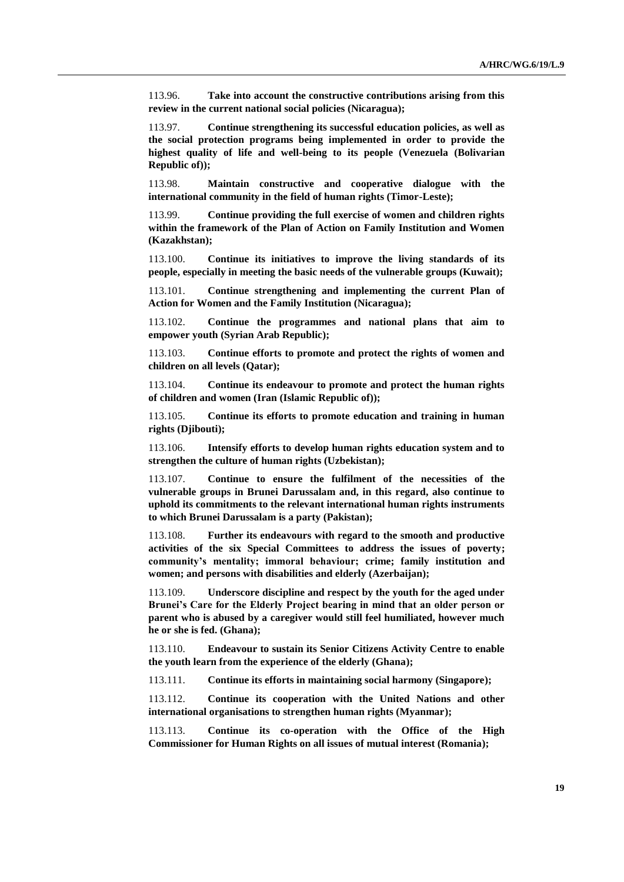113.96. **Take into account the constructive contributions arising from this review in the current national social policies (Nicaragua);**

113.97. **Continue strengthening its successful education policies, as well as the social protection programs being implemented in order to provide the highest quality of life and well-being to its people (Venezuela (Bolivarian Republic of));**

113.98. **Maintain constructive and cooperative dialogue with the international community in the field of human rights (Timor-Leste);**

113.99. **Continue providing the full exercise of women and children rights within the framework of the Plan of Action on Family Institution and Women (Kazakhstan);**

113.100. **Continue its initiatives to improve the living standards of its people, especially in meeting the basic needs of the vulnerable groups (Kuwait);**

113.101. **Continue strengthening and implementing the current Plan of Action for Women and the Family Institution (Nicaragua);**

113.102. **Continue the programmes and national plans that aim to empower youth (Syrian Arab Republic);**

113.103. **Continue efforts to promote and protect the rights of women and children on all levels (Qatar);**

113.104. **Continue its endeavour to promote and protect the human rights of children and women (Iran (Islamic Republic of));**

113.105. **Continue its efforts to promote education and training in human rights (Djibouti);**

113.106. **Intensify efforts to develop human rights education system and to strengthen the culture of human rights (Uzbekistan);**

113.107. **Continue to ensure the fulfilment of the necessities of the vulnerable groups in Brunei Darussalam and, in this regard, also continue to uphold its commitments to the relevant international human rights instruments to which Brunei Darussalam is a party (Pakistan);**

113.108. **Further its endeavours with regard to the smooth and productive activities of the six Special Committees to address the issues of poverty; community's mentality; immoral behaviour; crime; family institution and women; and persons with disabilities and elderly (Azerbaijan);**

113.109. **Underscore discipline and respect by the youth for the aged under Brunei's Care for the Elderly Project bearing in mind that an older person or parent who is abused by a caregiver would still feel humiliated, however much he or she is fed. (Ghana);**

113.110. **Endeavour to sustain its Senior Citizens Activity Centre to enable the youth learn from the experience of the elderly (Ghana);**

113.111. **Continue its efforts in maintaining social harmony (Singapore);**

113.112. **Continue its cooperation with the United Nations and other international organisations to strengthen human rights (Myanmar);**

113.113. **Continue its co-operation with the Office of the High Commissioner for Human Rights on all issues of mutual interest (Romania);**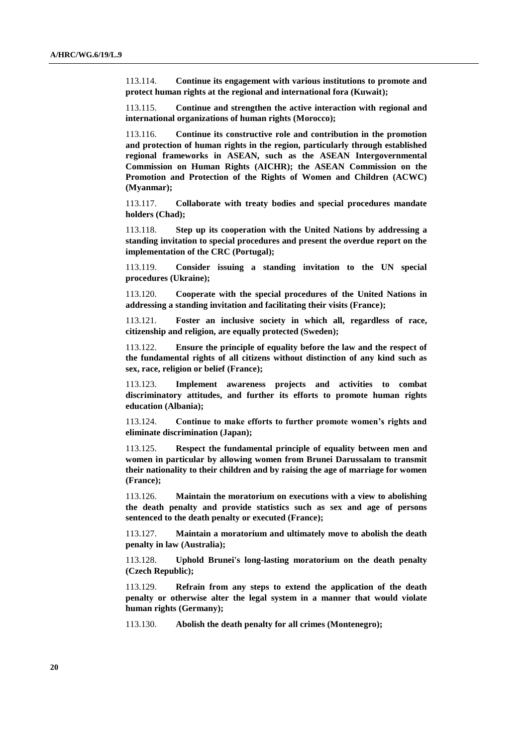113.114. **Continue its engagement with various institutions to promote and protect human rights at the regional and international fora (Kuwait);**

113.115. **Continue and strengthen the active interaction with regional and international organizations of human rights (Morocco);**

113.116. **Continue its constructive role and contribution in the promotion and protection of human rights in the region, particularly through established regional frameworks in ASEAN, such as the ASEAN Intergovernmental Commission on Human Rights (AICHR); the ASEAN Commission on the Promotion and Protection of the Rights of Women and Children (ACWC) (Myanmar);**

113.117. **Collaborate with treaty bodies and special procedures mandate holders (Chad);**

113.118. **Step up its cooperation with the United Nations by addressing a standing invitation to special procedures and present the overdue report on the implementation of the CRC (Portugal);**

113.119. **Consider issuing a standing invitation to the UN special procedures (Ukraine);**

113.120. **Cooperate with the special procedures of the United Nations in addressing a standing invitation and facilitating their visits (France);**

113.121. **Foster an inclusive society in which all, regardless of race, citizenship and religion, are equally protected (Sweden);**

113.122. **Ensure the principle of equality before the law and the respect of the fundamental rights of all citizens without distinction of any kind such as sex, race, religion or belief (France);**

113.123. **Implement awareness projects and activities to combat discriminatory attitudes, and further its efforts to promote human rights education (Albania);**

113.124. **Continue to make efforts to further promote women's rights and eliminate discrimination (Japan);**

113.125. **Respect the fundamental principle of equality between men and women in particular by allowing women from Brunei Darussalam to transmit their nationality to their children and by raising the age of marriage for women (France);**

113.126. **Maintain the moratorium on executions with a view to abolishing the death penalty and provide statistics such as sex and age of persons sentenced to the death penalty or executed (France);**

113.127. **Maintain a moratorium and ultimately move to abolish the death penalty in law (Australia);**

113.128. **Uphold Brunei's long-lasting moratorium on the death penalty (Czech Republic);**

113.129. **Refrain from any steps to extend the application of the death penalty or otherwise alter the legal system in a manner that would violate human rights (Germany);**

113.130. **Abolish the death penalty for all crimes (Montenegro);**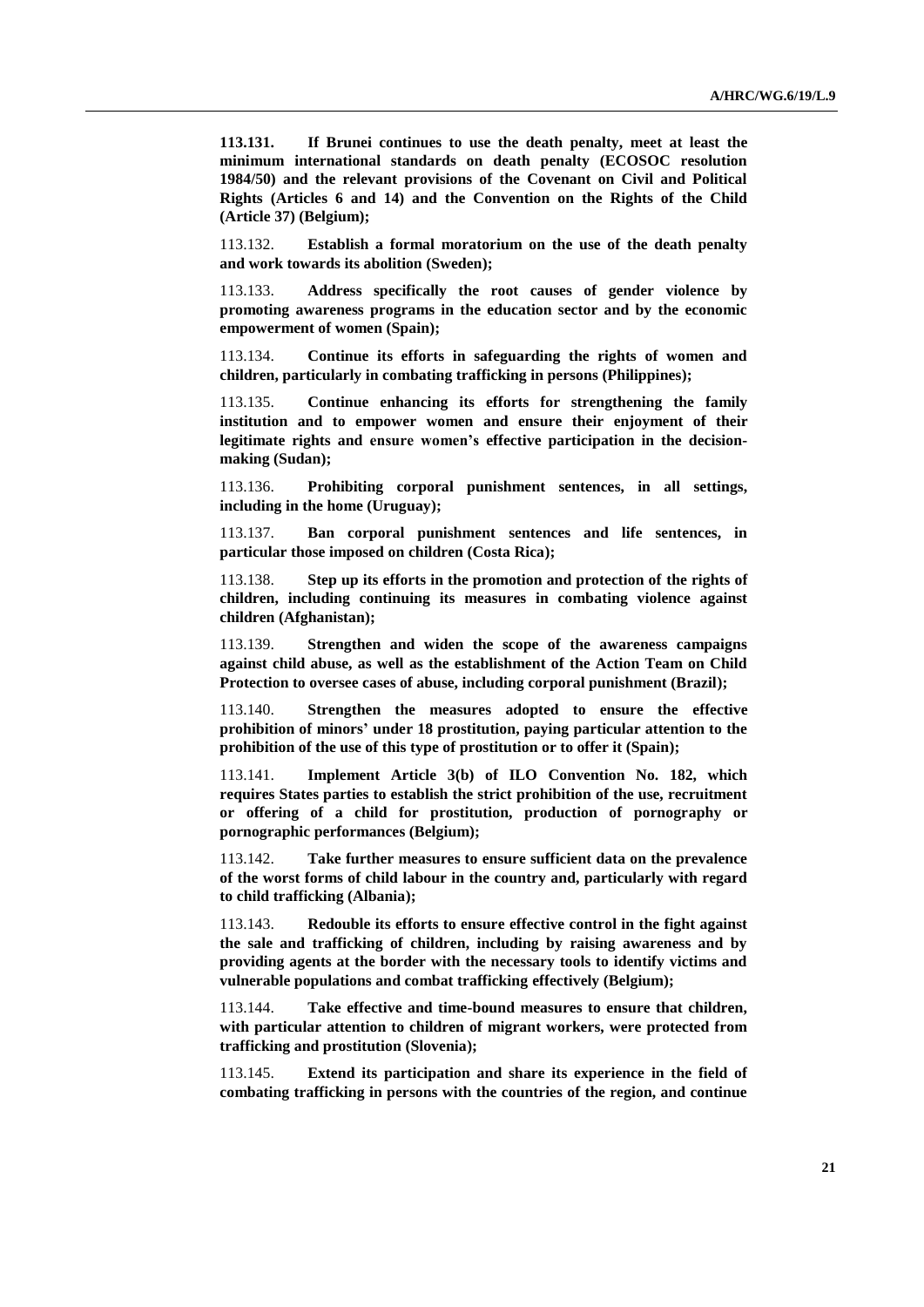**113.131. If Brunei continues to use the death penalty, meet at least the minimum international standards on death penalty (ECOSOC resolution 1984/50) and the relevant provisions of the Covenant on Civil and Political Rights (Articles 6 and 14) and the Convention on the Rights of the Child (Article 37) (Belgium);**

113.132. **Establish a formal moratorium on the use of the death penalty and work towards its abolition (Sweden);**

113.133. **Address specifically the root causes of gender violence by promoting awareness programs in the education sector and by the economic empowerment of women (Spain);**

113.134. **Continue its efforts in safeguarding the rights of women and children, particularly in combating trafficking in persons (Philippines);**

113.135. **Continue enhancing its efforts for strengthening the family institution and to empower women and ensure their enjoyment of their legitimate rights and ensure women's effective participation in the decision-making (Sudan);**

113.136. **Prohibiting corporal punishment sentences, in all settings, including in the home (Uruguay);**

113.137. **Ban corporal punishment sentences and life sentences, in particular those imposed on children (Costa Rica);**

113.138. **Step up its efforts in the promotion and protection of the rights of children, including continuing its measures in combating violence against children (Afghanistan);**

113.139. **Strengthen and widen the scope of the awareness campaigns against child abuse, as well as the establishment of the Action Team on Child Protection to oversee cases of abuse, including corporal punishment (Brazil);**

113.140. **Strengthen the measures adopted to ensure the effective prohibition of minors' under 18 prostitution, paying particular attention to the prohibition of the use of this type of prostitution or to offer it (Spain);**

113.141. **Implement Article 3(b) of ILO Convention No. 182, which requires States parties to establish the strict prohibition of the use, recruitment or offering of a child for prostitution, production of pornography or pornographic performances (Belgium);**

113.142. **Take further measures to ensure sufficient data on the prevalence of the worst forms of child labour in the country and, particularly with regard to child trafficking (Albania);**

113.143. **Redouble its efforts to ensure effective control in the fight against the sale and trafficking of children, including by raising awareness and by providing agents at the border with the necessary tools to identify victims and vulnerable populations and combat trafficking effectively (Belgium);**

113.144. **Take effective and time-bound measures to ensure that children, with particular attention to children of migrant workers, were protected from trafficking and prostitution (Slovenia);**

113.145. **Extend its participation and share its experience in the field of combating trafficking in persons with the countries of the region, and continue**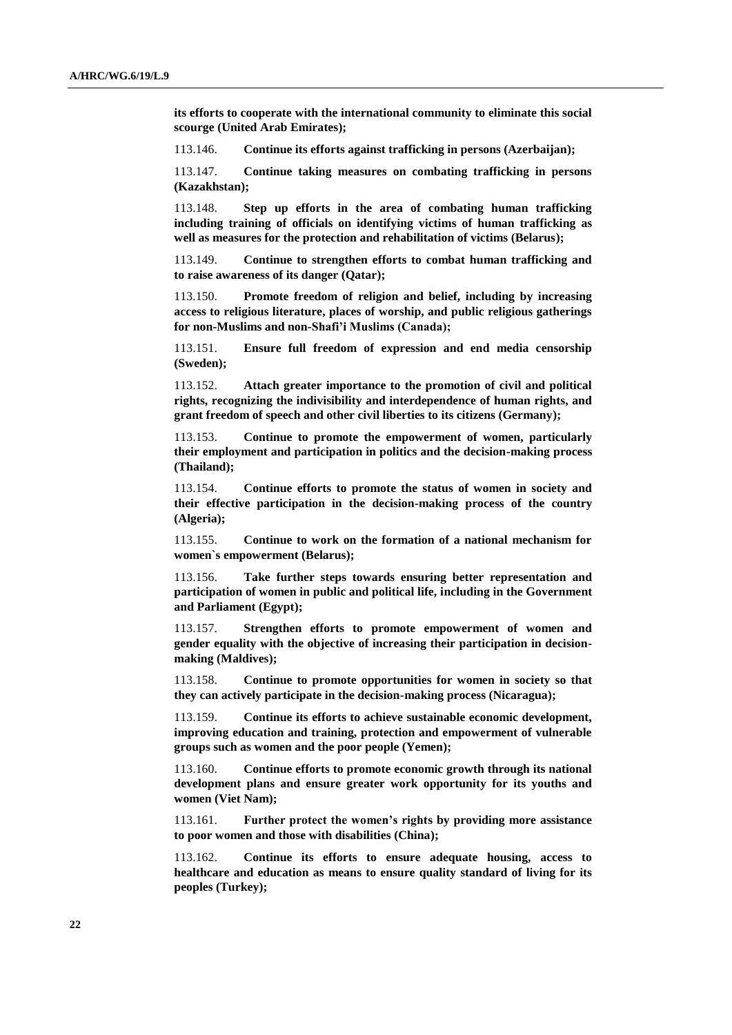**its efforts to cooperate with the international community to eliminate this social scourge (United Arab Emirates);**

113.146. **Continue its efforts against trafficking in persons (Azerbaijan);**

113.147. **Continue taking measures on combating trafficking in persons (Kazakhstan);**

113.148. **Step up efforts in the area of combating human trafficking including training of officials on identifying victims of human trafficking as well as measures for the protection and rehabilitation of victims (Belarus);**

113.149. **Continue to strengthen efforts to combat human trafficking and to raise awareness of its danger (Qatar);**

113.150. **Promote freedom of religion and belief, including by increasing access to religious literature, places of worship, and public religious gatherings for non-Muslims and non-Shafi'i Muslims (Canada);**

113.151. **Ensure full freedom of expression and end media censorship (Sweden);**

113.152. **Attach greater importance to the promotion of civil and political rights, recognizing the indivisibility and interdependence of human rights, and grant freedom of speech and other civil liberties to its citizens (Germany);**

113.153. **Continue to promote the empowerment of women, particularly their employment and participation in politics and the decision-making process (Thailand);**

113.154. **Continue efforts to promote the status of women in society and their effective participation in the decision-making process of the country (Algeria);**

113.155. **Continue to work on the formation of a national mechanism for women`s empowerment (Belarus);**

113.156. **Take further steps towards ensuring better representation and participation of women in public and political life, including in the Government and Parliament (Egypt);**

113.157. **Strengthen efforts to promote empowerment of women and gender equality with the objective of increasing their participation in decision-making (Maldives);**

113.158. **Continue to promote opportunities for women in society so that they can actively participate in the decision-making process (Nicaragua);**

113.159. **Continue its efforts to achieve sustainable economic development, improving education and training, protection and empowerment of vulnerable groups such as women and the poor people (Yemen);**

113.160. **Continue efforts to promote economic growth through its national development plans and ensure greater work opportunity for its youths and women (Viet Nam);**

113.161. **Further protect the women's rights by providing more assistance to poor women and those with disabilities (China);**

113.162. **Continue its efforts to ensure adequate housing, access to healthcare and education as means to ensure quality standard of living for its peoples (Turkey);**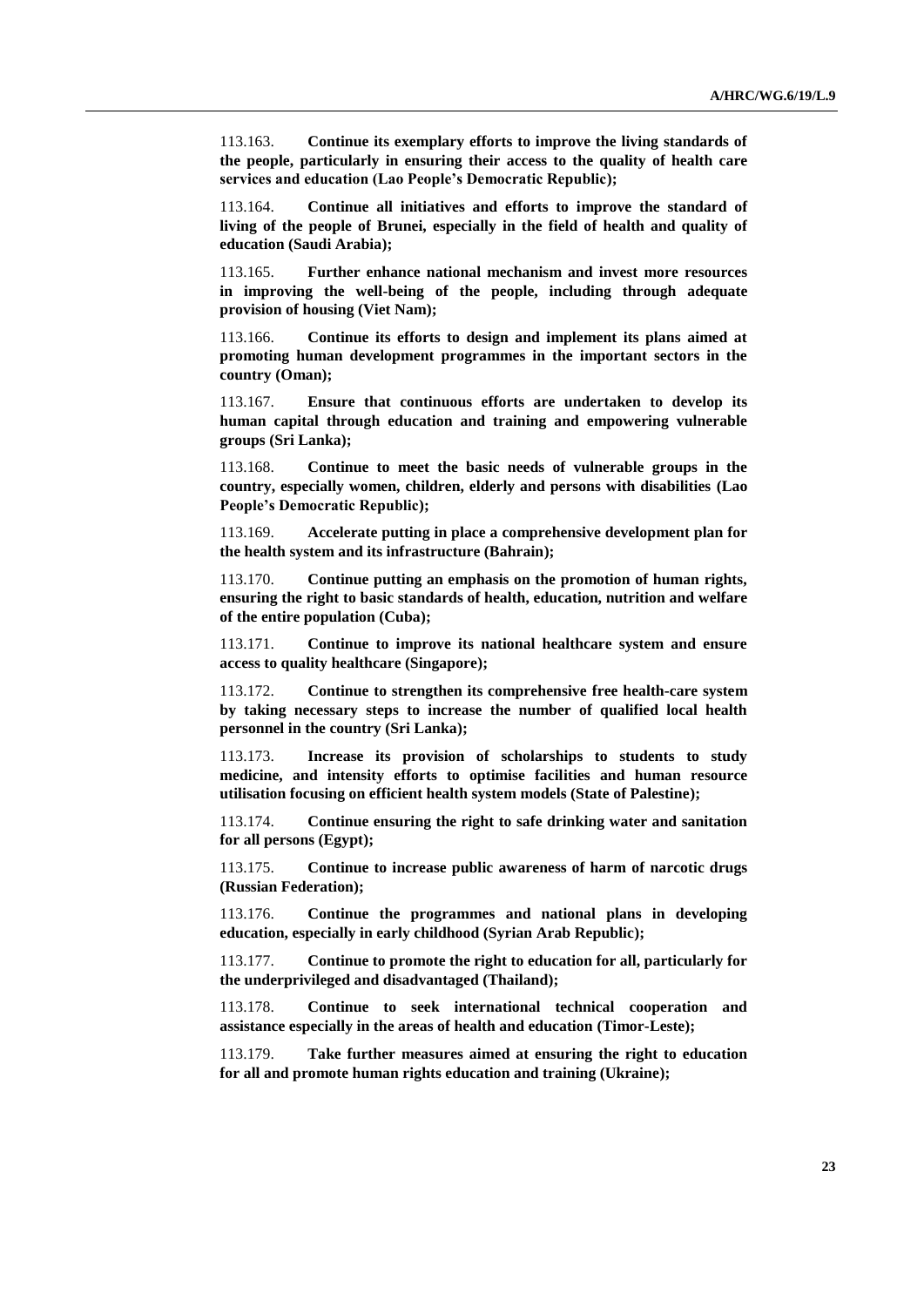113.163. **Continue its exemplary efforts to improve the living standards of the people, particularly in ensuring their access to the quality of health care services and education (Lao People's Democratic Republic);**

113.164. **Continue all initiatives and efforts to improve the standard of living of the people of Brunei, especially in the field of health and quality of education (Saudi Arabia);**

113.165. **Further enhance national mechanism and invest more resources in improving the well-being of the people, including through adequate provision of housing (Viet Nam);**

113.166. **Continue its efforts to design and implement its plans aimed at promoting human development programmes in the important sectors in the country (Oman);**

113.167. **Ensure that continuous efforts are undertaken to develop its human capital through education and training and empowering vulnerable groups (Sri Lanka);**

113.168. **Continue to meet the basic needs of vulnerable groups in the country, especially women, children, elderly and persons with disabilities (Lao People's Democratic Republic);**

113.169. **Accelerate putting in place a comprehensive development plan for the health system and its infrastructure (Bahrain);**

113.170. **Continue putting an emphasis on the promotion of human rights, ensuring the right to basic standards of health, education, nutrition and welfare of the entire population (Cuba);**

113.171. **Continue to improve its national healthcare system and ensure access to quality healthcare (Singapore);**

113.172. **Continue to strengthen its comprehensive free health-care system by taking necessary steps to increase the number of qualified local health personnel in the country (Sri Lanka);**

113.173. **Increase its provision of scholarships to students to study medicine, and intensity efforts to optimise facilities and human resource utilisation focusing on efficient health system models (State of Palestine);**

113.174. **Continue ensuring the right to safe drinking water and sanitation for all persons (Egypt);**

113.175. **Continue to increase public awareness of harm of narcotic drugs (Russian Federation);**

113.176. **Continue the programmes and national plans in developing education, especially in early childhood (Syrian Arab Republic);**

113.177. **Continue to promote the right to education for all, particularly for the underprivileged and disadvantaged (Thailand);**

113.178. **Continue to seek international technical cooperation and assistance especially in the areas of health and education (Timor-Leste);**

113.179. **Take further measures aimed at ensuring the right to education for all and promote human rights education and training (Ukraine);**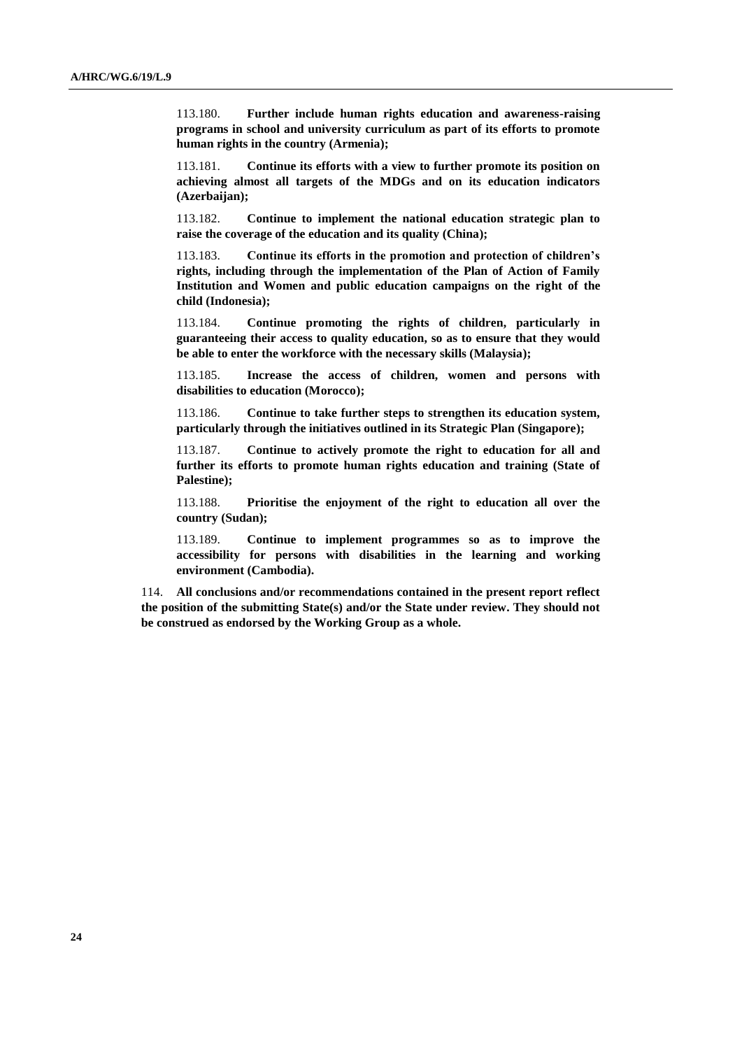113.180. **Further include human rights education and awareness-raising programs in school and university curriculum as part of its efforts to promote human rights in the country (Armenia);**

113.181. **Continue its efforts with a view to further promote its position on achieving almost all targets of the MDGs and on its education indicators (Azerbaijan);**

113.182. **Continue to implement the national education strategic plan to raise the coverage of the education and its quality (China);**

113.183. **Continue its efforts in the promotion and protection of children's rights, including through the implementation of the Plan of Action of Family Institution and Women and public education campaigns on the right of the child (Indonesia);**

113.184. **Continue promoting the rights of children, particularly in guaranteeing their access to quality education, so as to ensure that they would be able to enter the workforce with the necessary skills (Malaysia);**

113.185. **Increase the access of children, women and persons with disabilities to education (Morocco);**

113.186. **Continue to take further steps to strengthen its education system, particularly through the initiatives outlined in its Strategic Plan (Singapore);**

113.187. **Continue to actively promote the right to education for all and further its efforts to promote human rights education and training (State of Palestine);**

113.188. **Prioritise the enjoyment of the right to education all over the country (Sudan);**

113.189. **Continue to implement programmes so as to improve the accessibility for persons with disabilities in the learning and working environment (Cambodia).**

114. **All conclusions and/or recommendations contained in the present report reflect the position of the submitting State(s) and/or the State under review. They should not be construed as endorsed by the Working Group as a whole.**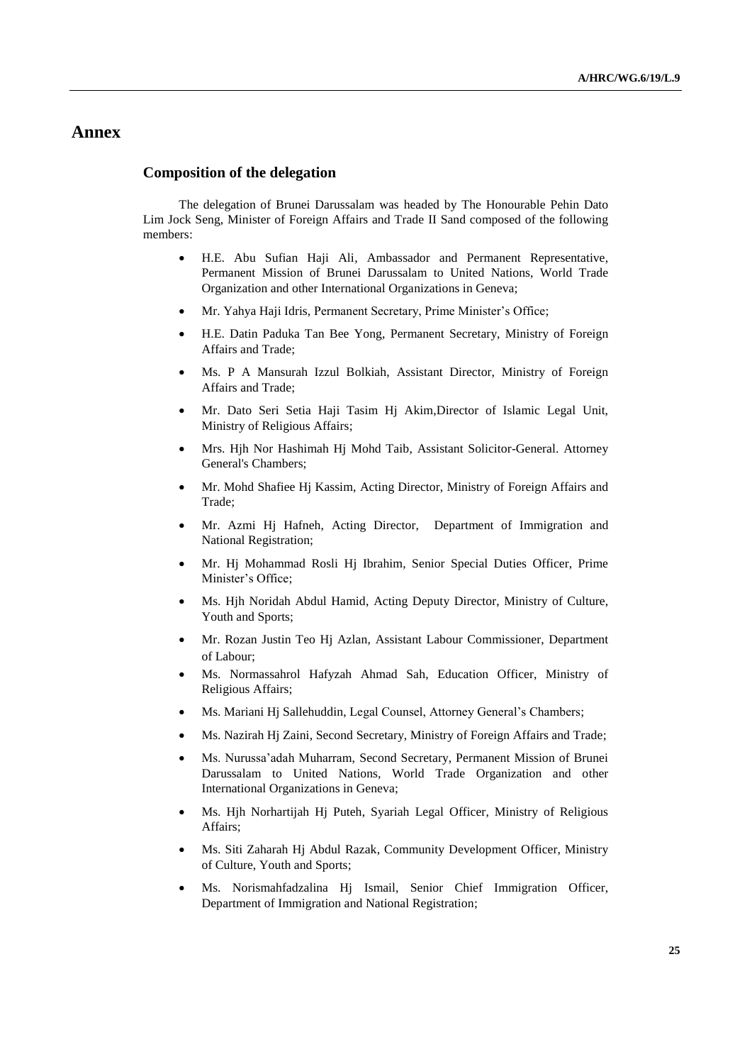# Annex

## Composition of the delegation

The delegation of Brunei Darussalam was headed by The Honourable Pehin Dato Lim Jock Seng, Minister of Foreign Affairs and Trade II Sand composed of the following members:

- H.E. Abu Sufian Haji Ali, Ambassador and Permanent Representative, Permanent Mission of Brunei Darussalam to United Nations, World Trade Organization and other International Organizations in Geneva;
- Mr. Yahya Haji Idris, Permanent Secretary, Prime Minister's Office;
- H.E. Datin Paduka Tan Bee Yong, Permanent Secretary, Ministry of Foreign Affairs and Trade;
- Ms. P A Mansurah Izzul Bolkiah, Assistant Director, Ministry of Foreign Affairs and Trade;
- Mr. Dato Seri Setia Haji Tasim Hj Akim,Director of Islamic Legal Unit, Ministry of Religious Affairs;
- Mrs. Hjh Nor Hashimah Hj Mohd Taib, Assistant Solicitor-General. Attorney General's Chambers;
- Mr. Mohd Shafiee Hj Kassim, Acting Director, Ministry of Foreign Affairs and Trade;
- Mr. Azmi Hj Hafneh, Acting Director, Department of Immigration and National Registration;
- Mr. Hj Mohammad Rosli Hj Ibrahim, Senior Special Duties Officer, Prime Minister's Office;
- Ms. Hjh Noridah Abdul Hamid, Acting Deputy Director, Ministry of Culture, Youth and Sports;
- Mr. Rozan Justin Teo Hj Azlan, Assistant Labour Commissioner, Department of Labour;
- Ms. Normassahrol Hafyzah Ahmad Sah, Education Officer, Ministry of Religious Affairs;
- Ms. Mariani Hj Sallehuddin, Legal Counsel, Attorney General's Chambers;
- Ms. Nazirah Hj Zaini, Second Secretary, Ministry of Foreign Affairs and Trade;
- Ms. Nurussa'adah Muharram, Second Secretary, Permanent Mission of Brunei Darussalam to United Nations, World Trade Organization and other International Organizations in Geneva;
- Ms. Hjh Norhartijah Hj Puteh, Syariah Legal Officer, Ministry of Religious Affairs;
- Ms. Siti Zaharah Hj Abdul Razak, Community Development Officer, Ministry of Culture, Youth and Sports;
- Ms. Norismahfadzalina Hj Ismail, Senior Chief Immigration Officer, Department of Immigration and National Registration;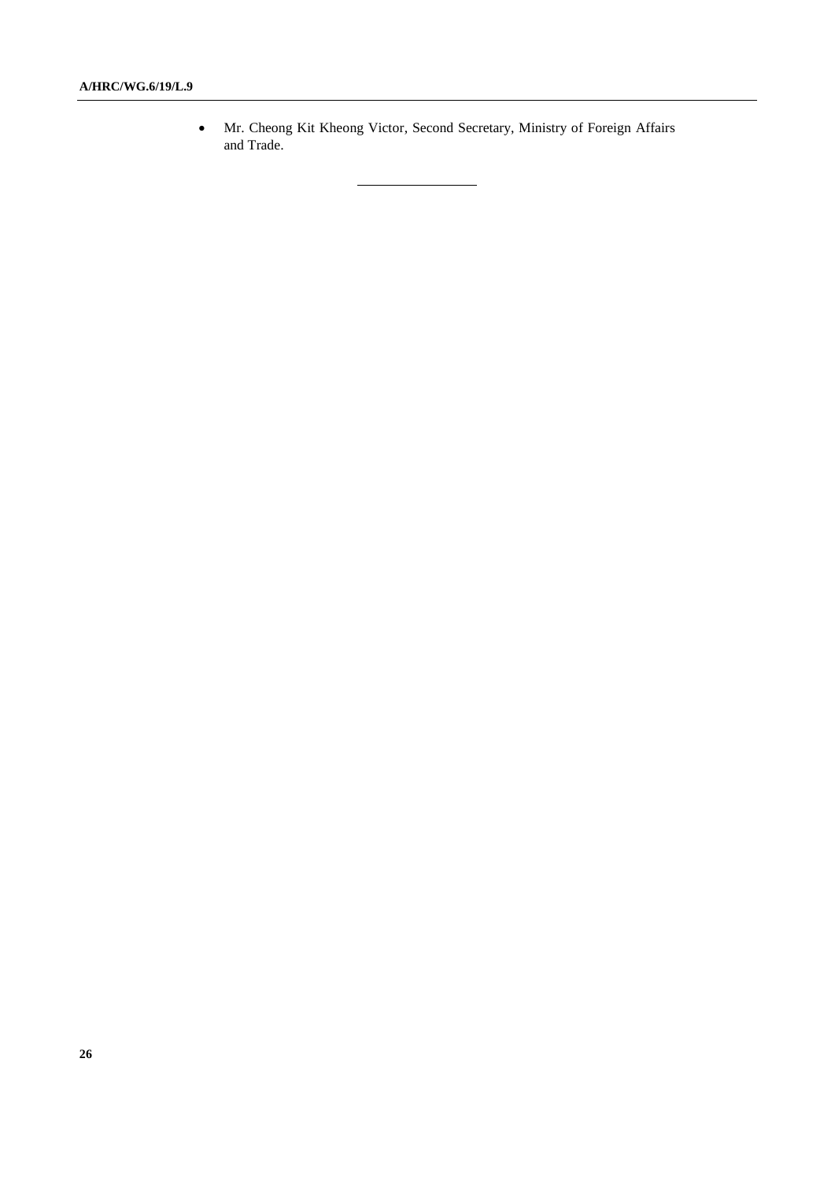- Mr. Cheong Kit Kheong Victor, Second Secretary, Ministry of Foreign Affairs and Trade.